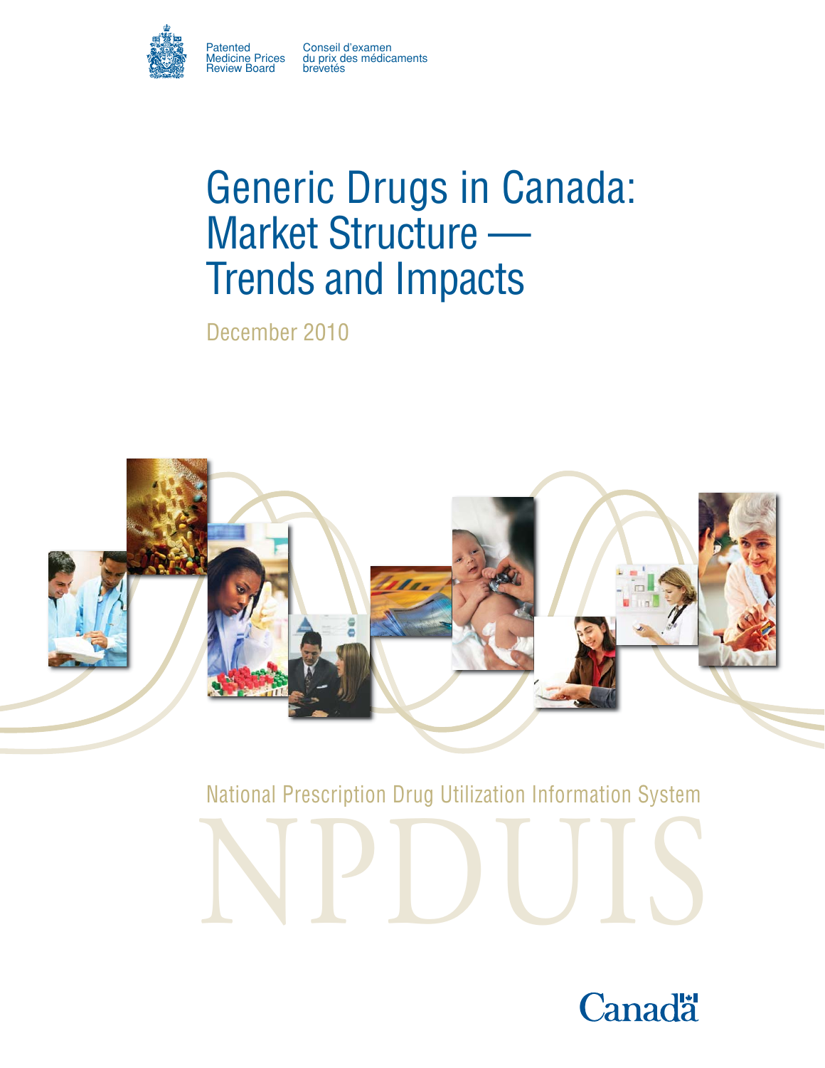Patented Medicine Prices Review Board

Conseil d'examen du prix des médicaments brevetés

# Generic Drugs in Canada: Market Structure — Trends and Impacts

December 2010

National Prescription Drug Utilization Information System

NPDUIS

Canada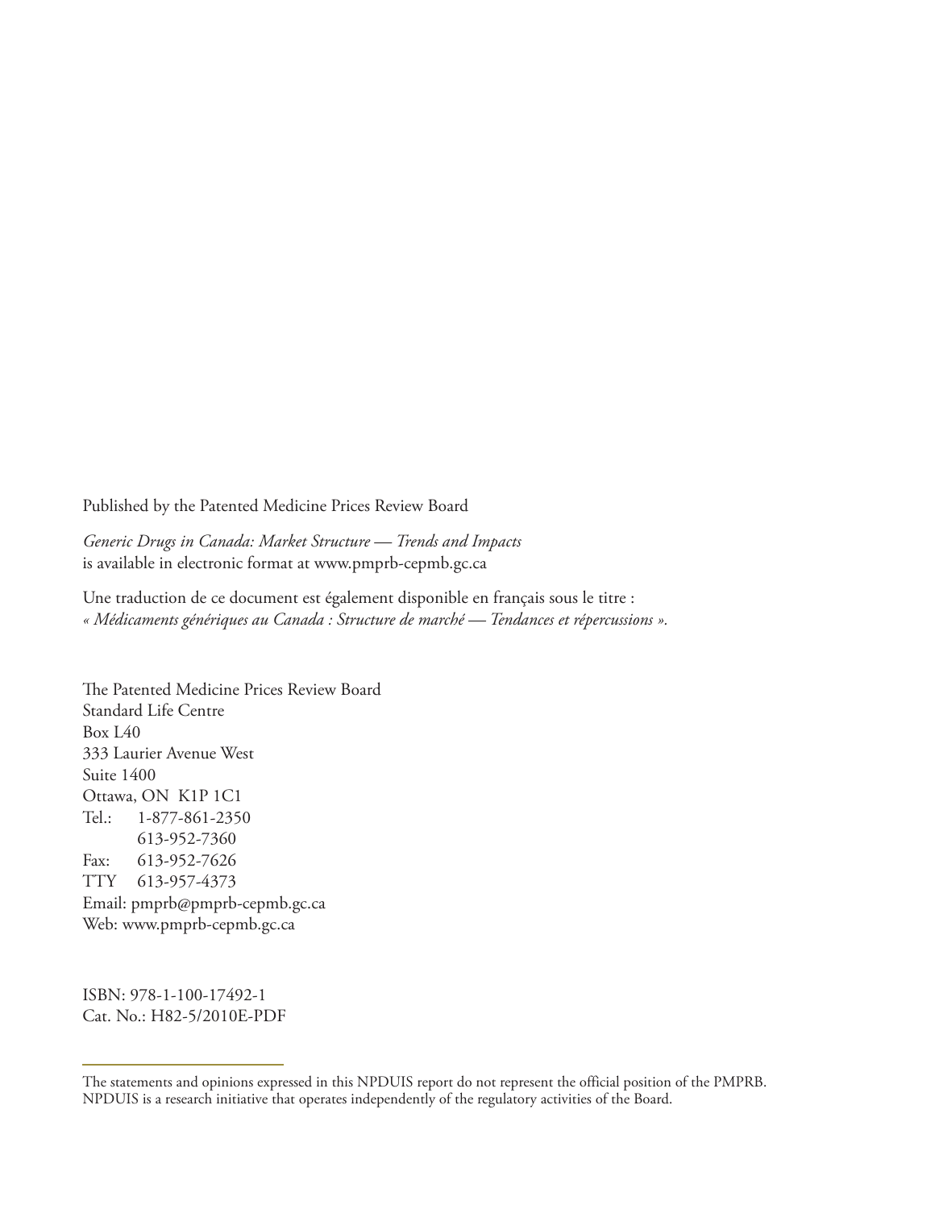Published by the Patented Medicine Prices Review Board

*Generic Drugs in Canada: Market Structure — Trends and Impacts*
is available in electronic format at www.pmprb-cepmb.gc.ca

Une traduction de ce document est également disponible en français sous le titre :
*« Médicaments génériques au Canada : Structure de marché — Tendances et répercussions ».*

The Patented Medicine Prices Review Board
Standard Life Centre
Box L40
333 Laurier Avenue West
Suite 1400
Ottawa, ON K1P 1C1
Tel.: 1-877-861-2350
613-952-7360
Fax: 613-952-7626
TTY 613-957-4373
Email: pmprb@pmprb-cepmb.gc.ca
Web: www.pmprb-cepmb.gc.ca

ISBN: 978-1-100-17492-1
Cat. No.: H82-5/2010E-PDF

---

The statements and opinions expressed in this NPDUIS report do not represent the official position of the PMPRB. NPDUIS is a research initiative that operates independently of the regulatory activities of the Board.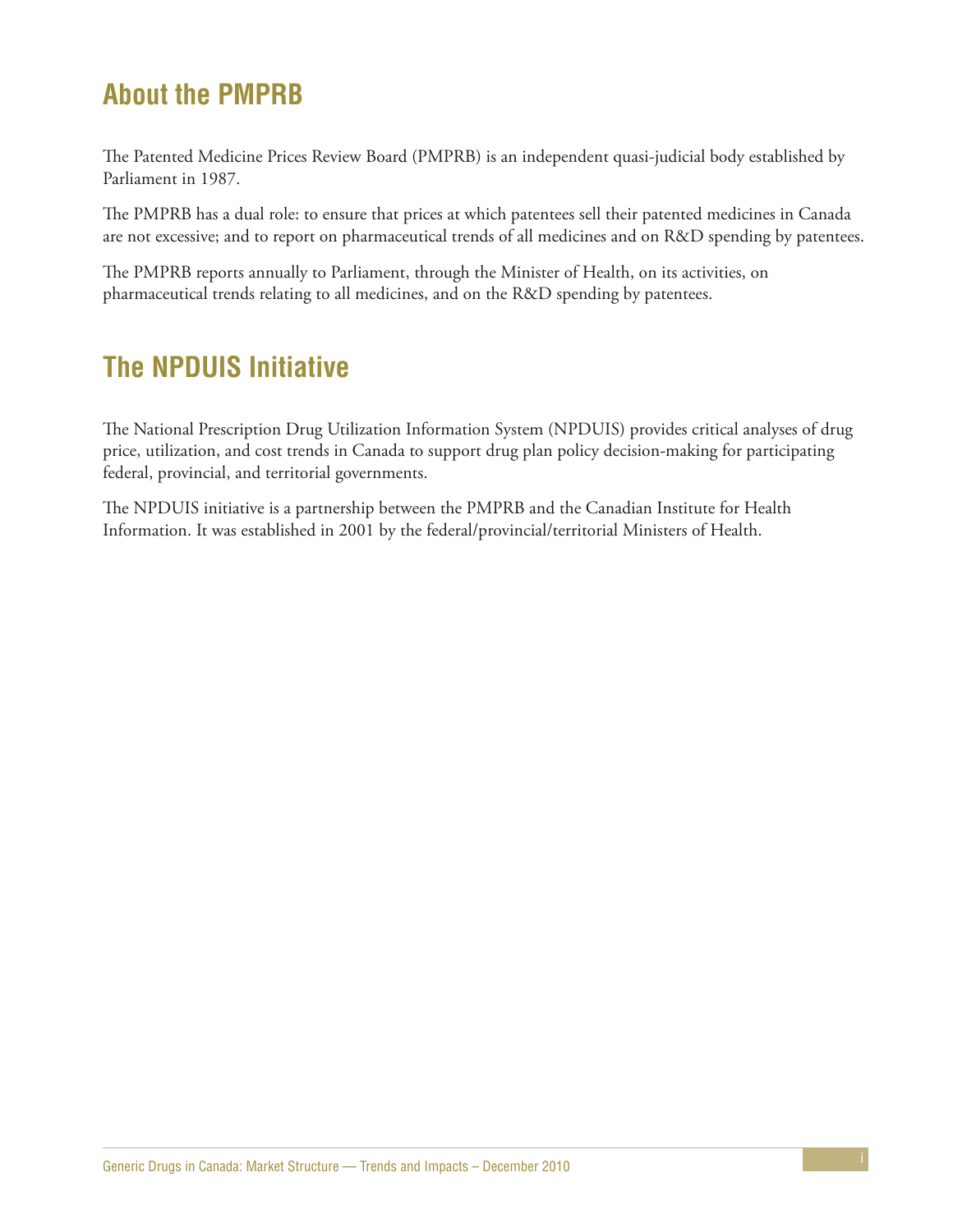## About the PMPRB

The Patented Medicine Prices Review Board (PMPRB) is an independent quasi-judicial body established by Parliament in 1987.

The PMPRB has a dual role: to ensure that prices at which patentees sell their patented medicines in Canada are not excessive; and to report on pharmaceutical trends of all medicines and on R&D spending by patentees.

The PMPRB reports annually to Parliament, through the Minister of Health, on its activities, on pharmaceutical trends relating to all medicines, and on the R&D spending by patentees.

## The NPDUIS Initiative

The National Prescription Drug Utilization Information System (NPDUIS) provides critical analyses of drug price, utilization, and cost trends in Canada to support drug plan policy decision-making for participating federal, provincial, and territorial governments.

The NPDUIS initiative is a partnership between the PMPRB and the Canadian Institute for Health Information. It was established in 2001 by the federal/provincial/territorial Ministers of Health.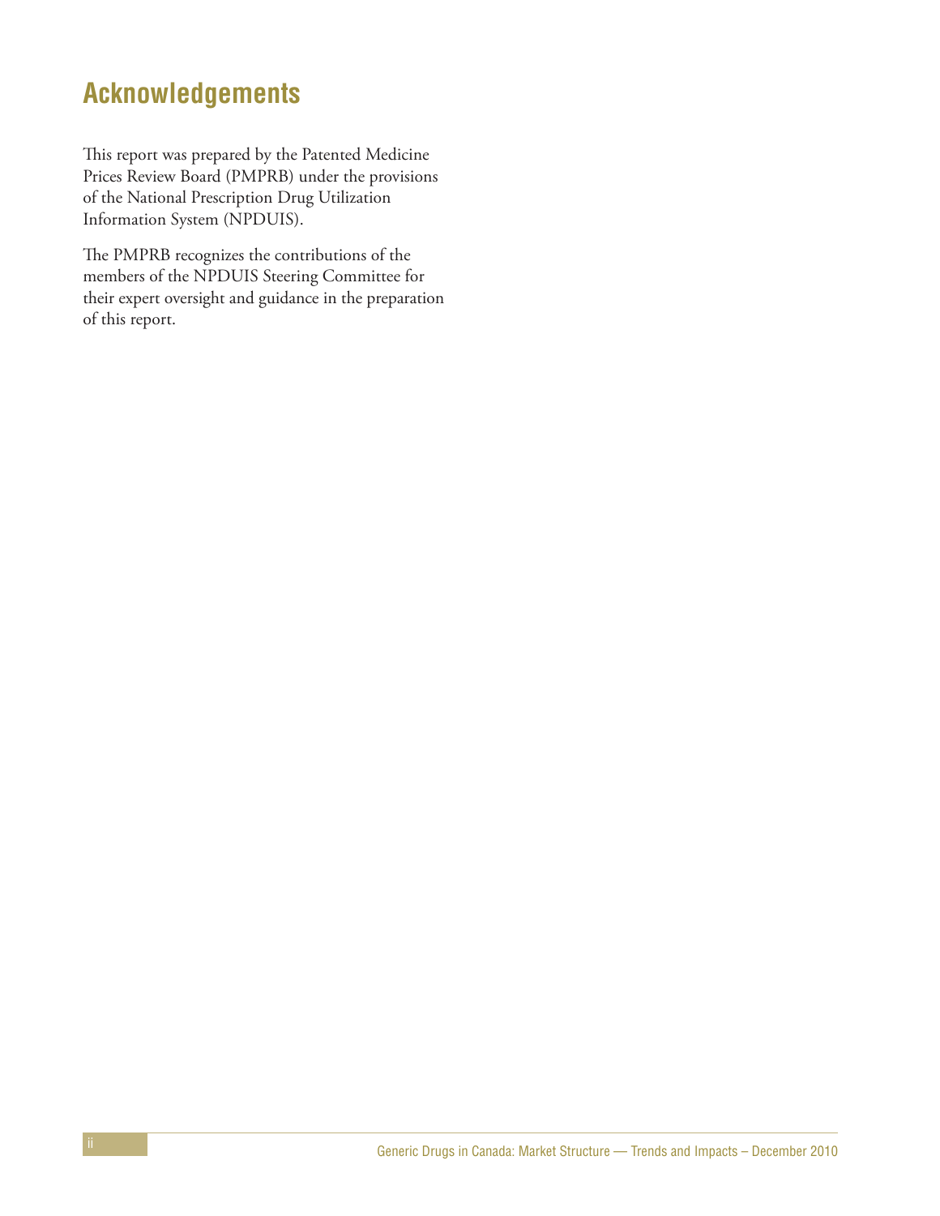# Acknowledgements

This report was prepared by the Patented Medicine Prices Review Board (PMPRB) under the provisions of the National Prescription Drug Utilization Information System (NPDUIS).

The PMPRB recognizes the contributions of the members of the NPDUIS Steering Committee for their expert oversight and guidance in the preparation of this report.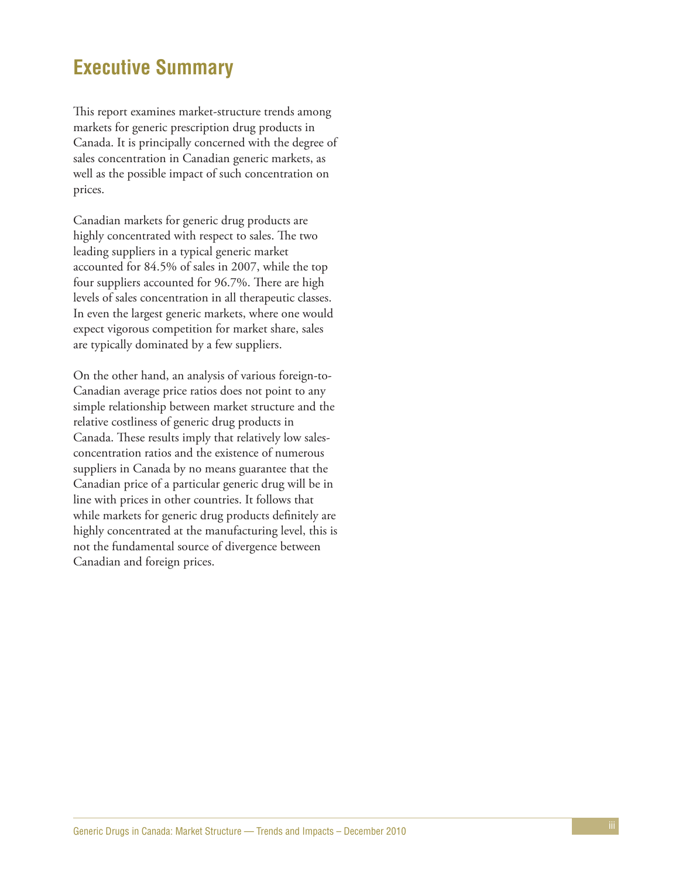# Executive Summary

This report examines market-structure trends among markets for generic prescription drug products in Canada. It is principally concerned with the degree of sales concentration in Canadian generic markets, as well as the possible impact of such concentration on prices.

Canadian markets for generic drug products are highly concentrated with respect to sales. The two leading suppliers in a typical generic market accounted for 84.5% of sales in 2007, while the top four suppliers accounted for 96.7%. There are high levels of sales concentration in all therapeutic classes. In even the largest generic markets, where one would expect vigorous competition for market share, sales are typically dominated by a few suppliers.

On the other hand, an analysis of various foreign-to-Canadian average price ratios does not point to any simple relationship between market structure and the relative costliness of generic drug products in Canada. These results imply that relatively low sales-concentration ratios and the existence of numerous suppliers in Canada by no means guarantee that the Canadian price of a particular generic drug will be in line with prices in other countries. It follows that while markets for generic drug products definitely are highly concentrated at the manufacturing level, this is not the fundamental source of divergence between Canadian and foreign prices.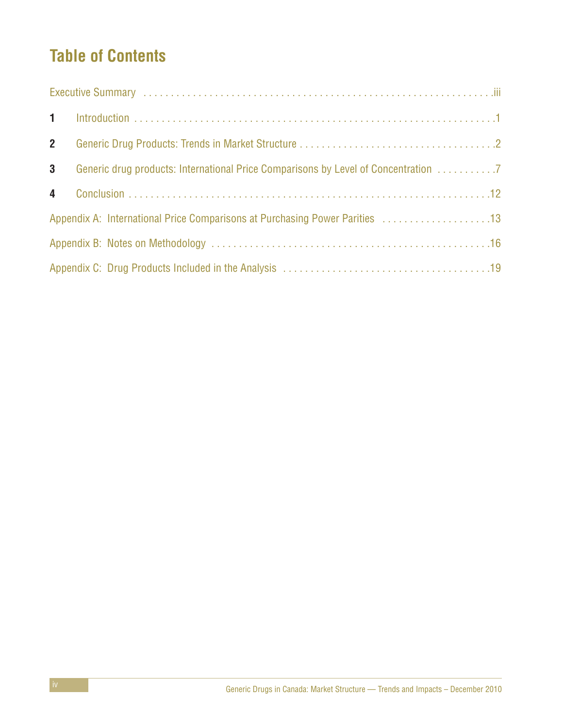# Table of Contents

Executive Summary . . . . . . . . . . . . . . . . . . . . . . . . . . . . . . . . . . . . . . . . . . . . . . . . . . . . . . . . . . . . .iii

**1** Introduction . . . . . . . . . . . . . . . . . . . . . . . . . . . . . . . . . . . . . . . . . . . . . . . . . . . . . . . . . . . . . .1

**2** Generic Drug Products: Trends in Market Structure . . . . . . . . . . . . . . . . . . . . . . . . . . . . . . . . . . . .2

**3** Generic drug products: International Price Comparisons by Level of Concentration . . . . . . . . . . .7

**4** Conclusion . . . . . . . . . . . . . . . . . . . . . . . . . . . . . . . . . . . . . . . . . . . . . . . . . . . . . . . . . . . . . . .12

Appendix A: International Price Comparisons at Purchasing Power Parities . . . . . . . . . . . . . . . . . . . .13

Appendix B: Notes on Methodology . . . . . . . . . . . . . . . . . . . . . . . . . . . . . . . . . . . . . . . . . . . . . . . . .16

Appendix C: Drug Products Included in the Analysis . . . . . . . . . . . . . . . . . . . . . . . . . . . . . . . . . . . . .19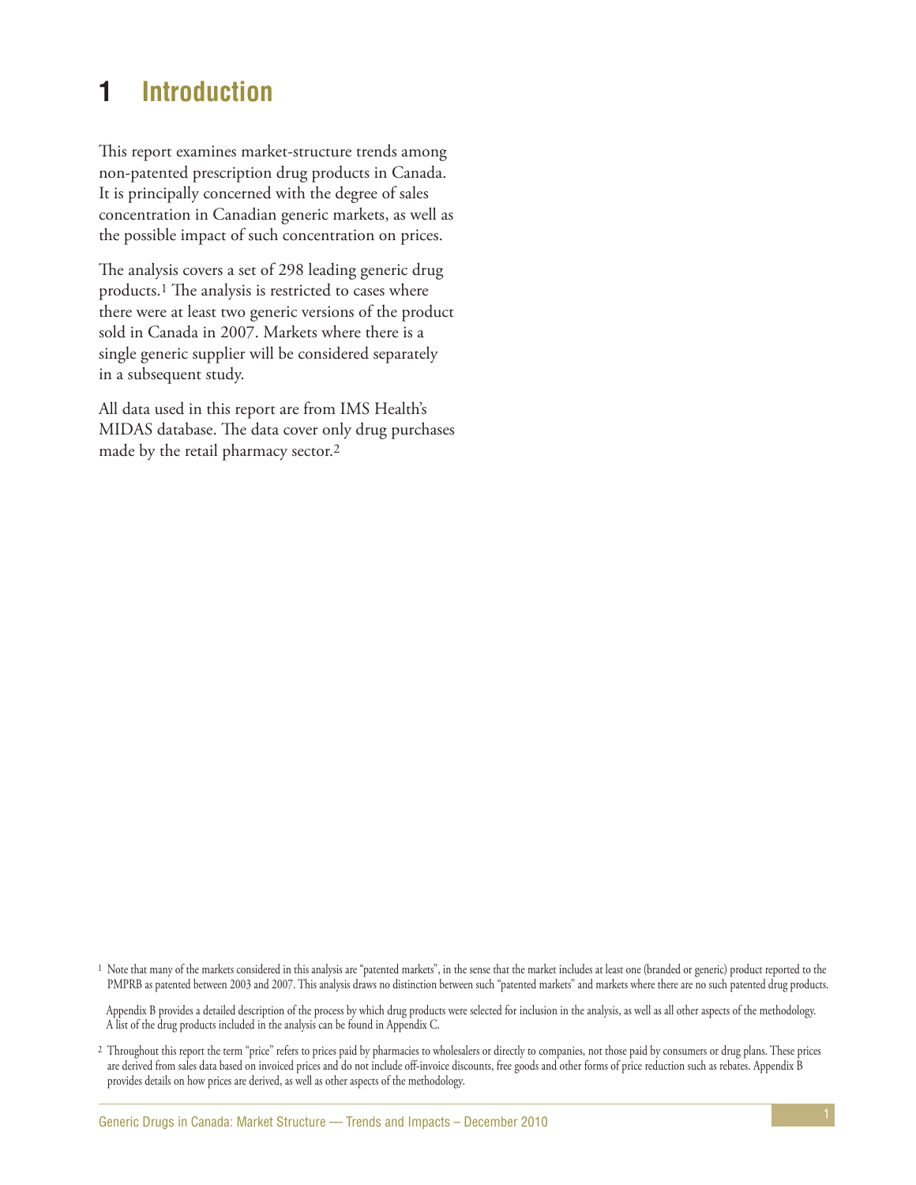# 1 Introduction

This report examines market-structure trends among non-patented prescription drug products in Canada. It is principally concerned with the degree of sales concentration in Canadian generic markets, as well as the possible impact of such concentration on prices.

The analysis covers a set of 298 leading generic drug products.[1] The analysis is restricted to cases where there were at least two generic versions of the product sold in Canada in 2007. Markets where there is a single generic supplier will be considered separately in a subsequent study.

All data used in this report are from IMS Health's MIDAS database. The data cover only drug purchases made by the retail pharmacy sector.[2]

---

[1] Note that many of the markets considered in this analysis are "patented markets", in the sense that the market includes at least one (branded or generic) product reported to the PMPRB as patented between 2003 and 2007. This analysis draws no distinction between such "patented markets" and markets where there are no such patented drug products.

Appendix B provides a detailed description of the process by which drug products were selected for inclusion in the analysis, as well as all other aspects of the methodology. A list of the drug products included in the analysis can be found in Appendix C.

[2] Throughout this report the term "price" refers to prices paid by pharmacies to wholesalers or directly to companies, not those paid by consumers or drug plans. These prices are derived from sales data based on invoiced prices and do not include off-invoice discounts, free goods and other forms of price reduction such as rebates. Appendix B provides details on how prices are derived, as well as other aspects of the methodology.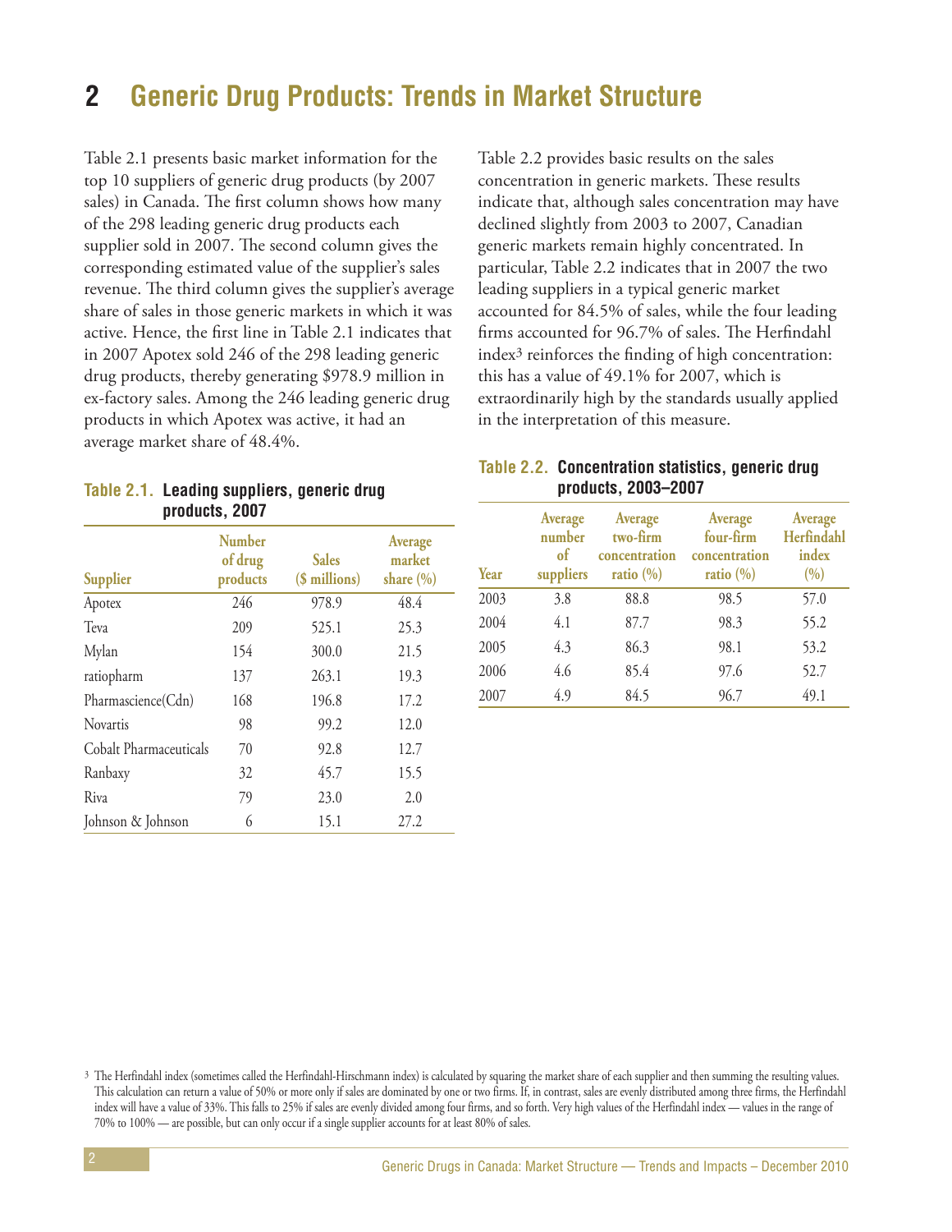# 2 Generic Drug Products: Trends in Market Structure

Table 2.1 presents basic market information for the top 10 suppliers of generic drug products (by 2007 sales) in Canada. The first column shows how many of the 298 leading generic drug products each supplier sold in 2007. The second column gives the corresponding estimated value of the supplier's sales revenue. The third column gives the supplier's average share of sales in those generic markets in which it was active. Hence, the first line in Table 2.1 indicates that in 2007 Apotex sold 246 of the 298 leading generic drug products, thereby generating $978.9 million in ex-factory sales. Among the 246 leading generic drug products in which Apotex was active, it had an average market share of 48.4%.

**Table 2.1. Leading suppliers, generic drug products, 2007**

| Supplier | Number of drug products | Sales ($ millions) | Average market share (%) |
|---|---|---|---|
| Apotex | 246 | 978.9 | 48.4 |
| Teva | 209 | 525.1 | 25.3 |
| Mylan | 154 | 300.0 | 21.5 |
| ratiopharm | 137 | 263.1 | 19.3 |
| Pharmascience(Cdn) | 168 | 196.8 | 17.2 |
| Novartis | 98 | 99.2 | 12.0 |
| Cobalt Pharmaceuticals | 70 | 92.8 | 12.7 |
| Ranbaxy | 32 | 45.7 | 15.5 |
| Riva | 79 | 23.0 | 2.0 |
| Johnson & Johnson | 6 | 15.1 | 27.2 |

Table 2.2 provides basic results on the sales concentration in generic markets. These results indicate that, although sales concentration may have declined slightly from 2003 to 2007, Canadian generic markets remain highly concentrated. In particular, Table 2.2 indicates that in 2007 the two leading suppliers in a typical generic market accounted for 84.5% of sales, while the four leading firms accounted for 96.7% of sales. The Herfindahl index[3] reinforces the finding of high concentration: this has a value of 49.1% for 2007, which is extraordinarily high by the standards usually applied in the interpretation of this measure.

**Table 2.2. Concentration statistics, generic drug products, 2003–2007**

| Year | Average number of suppliers | Average two-firm concentration ratio (%) | Average four-firm concentration ratio (%) | Average Herfindahl index (%) |
|---|---|---|---|---|
| 2003 | 3.8 | 88.8 | 98.5 | 57.0 |
| 2004 | 4.1 | 87.7 | 98.3 | 55.2 |
| 2005 | 4.3 | 86.3 | 98.1 | 53.2 |
| 2006 | 4.6 | 85.4 | 97.6 | 52.7 |
| 2007 | 4.9 | 84.5 | 96.7 | 49.1 |

[3] The Herfindahl index (sometimes called the Herfindahl-Hirschmann index) is calculated by squaring the market share of each supplier and then summing the resulting values. This calculation can return a value of 50% or more only if sales are dominated by one or two firms. If, in contrast, sales are evenly distributed among three firms, the Herfindahl index will have a value of 33%. This falls to 25% if sales are evenly divided among four firms, and so forth. Very high values of the Herfindahl index — values in the range of 70% to 100% — are possible, but can only occur if a single supplier accounts for at least 80% of sales.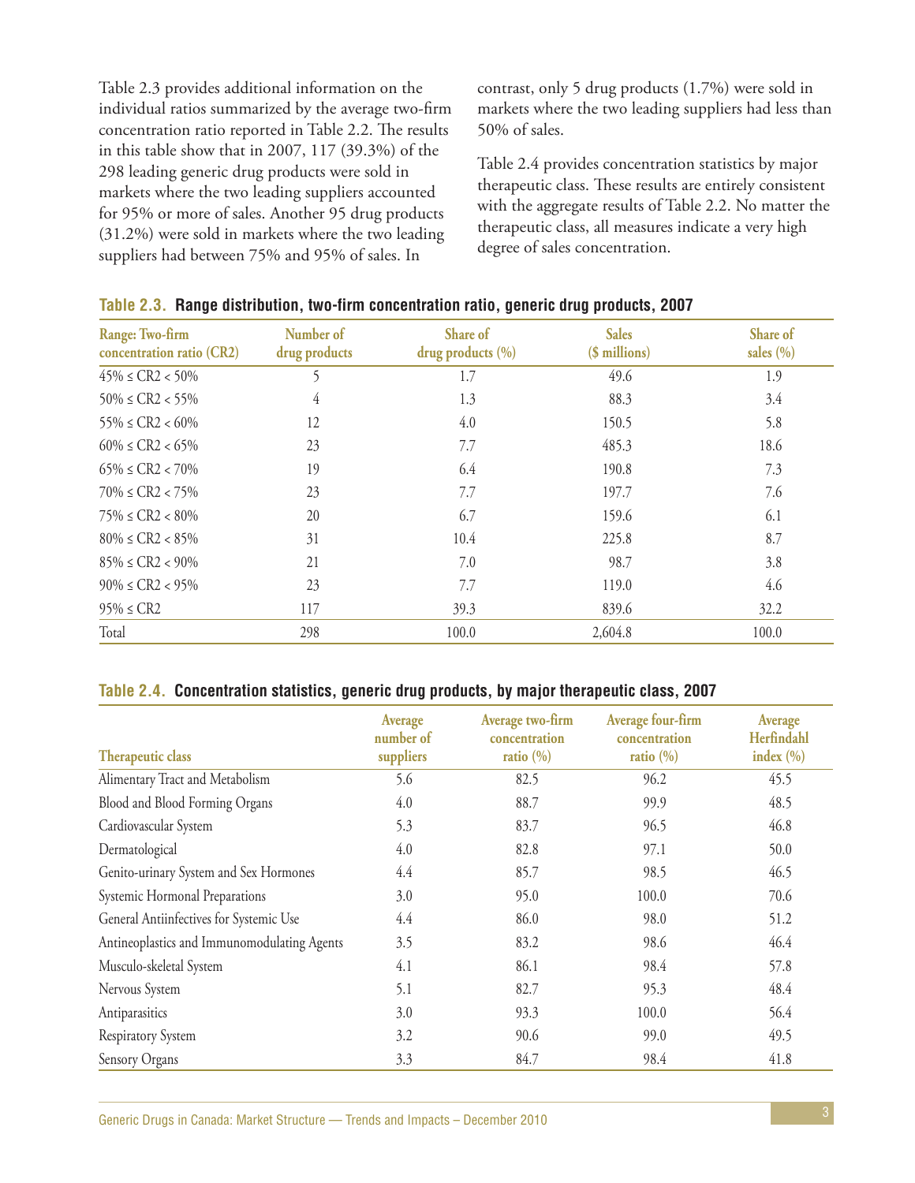Table 2.3 provides additional information on the individual ratios summarized by the average two-firm concentration ratio reported in Table 2.2. The results in this table show that in 2007, 117 (39.3%) of the 298 leading generic drug products were sold in markets where the two leading suppliers accounted for 95% or more of sales. Another 95 drug products (31.2%) were sold in markets where the two leading suppliers had between 75% and 95% of sales. In contrast, only 5 drug products (1.7%) were sold in markets where the two leading suppliers had less than 50% of sales.

Table 2.4 provides concentration statistics by major therapeutic class. These results are entirely consistent with the aggregate results of Table 2.2. No matter the therapeutic class, all measures indicate a very high degree of sales concentration.

**Table 2.3. Range distribution, two-firm concentration ratio, generic drug products, 2007**

| Range: Two-firm concentration ratio (CR2) | Number of drug products | Share of drug products (%) | Sales ($ millions) | Share of sales (%) |
|---|---|---|---|---|
| 45% ≤ CR2 < 50% | 5 | 1.7 | 49.6 | 1.9 |
| 50% ≤ CR2 < 55% | 4 | 1.3 | 88.3 | 3.4 |
| 55% ≤ CR2 < 60% | 12 | 4.0 | 150.5 | 5.8 |
| 60% ≤ CR2 < 65% | 23 | 7.7 | 485.3 | 18.6 |
| 65% ≤ CR2 < 70% | 19 | 6.4 | 190.8 | 7.3 |
| 70% ≤ CR2 < 75% | 23 | 7.7 | 197.7 | 7.6 |
| 75% ≤ CR2 < 80% | 20 | 6.7 | 159.6 | 6.1 |
| 80% ≤ CR2 < 85% | 31 | 10.4 | 225.8 | 8.7 |
| 85% ≤ CR2 < 90% | 21 | 7.0 | 98.7 | 3.8 |
| 90% ≤ CR2 < 95% | 23 | 7.7 | 119.0 | 4.6 |
| 95% ≤ CR2 | 117 | 39.3 | 839.6 | 32.2 |
| Total | 298 | 100.0 | 2,604.8 | 100.0 |

**Table 2.4. Concentration statistics, generic drug products, by major therapeutic class, 2007**

| Therapeutic class | Average number of suppliers | Average two-firm concentration ratio (%) | Average four-firm concentration ratio (%) | Average Herfindahl index (%) |
|---|---|---|---|---|
| Alimentary Tract and Metabolism | 5.6 | 82.5 | 96.2 | 45.5 |
| Blood and Blood Forming Organs | 4.0 | 88.7 | 99.9 | 48.5 |
| Cardiovascular System | 5.3 | 83.7 | 96.5 | 46.8 |
| Dermatological | 4.0 | 82.8 | 97.1 | 50.0 |
| Genito-urinary System and Sex Hormones | 4.4 | 85.7 | 98.5 | 46.5 |
| Systemic Hormonal Preparations | 3.0 | 95.0 | 100.0 | 70.6 |
| General Antiinfectives for Systemic Use | 4.4 | 86.0 | 98.0 | 51.2 |
| Antineoplastics and Immunomodulating Agents | 3.5 | 83.2 | 98.6 | 46.4 |
| Musculo-skeletal System | 4.1 | 86.1 | 98.4 | 57.8 |
| Nervous System | 5.1 | 82.7 | 95.3 | 48.4 |
| Antiparasitics | 3.0 | 93.3 | 100.0 | 56.4 |
| Respiratory System | 3.2 | 90.6 | 99.0 | 49.5 |
| Sensory Organs | 3.3 | 84.7 | 98.4 | 41.8 |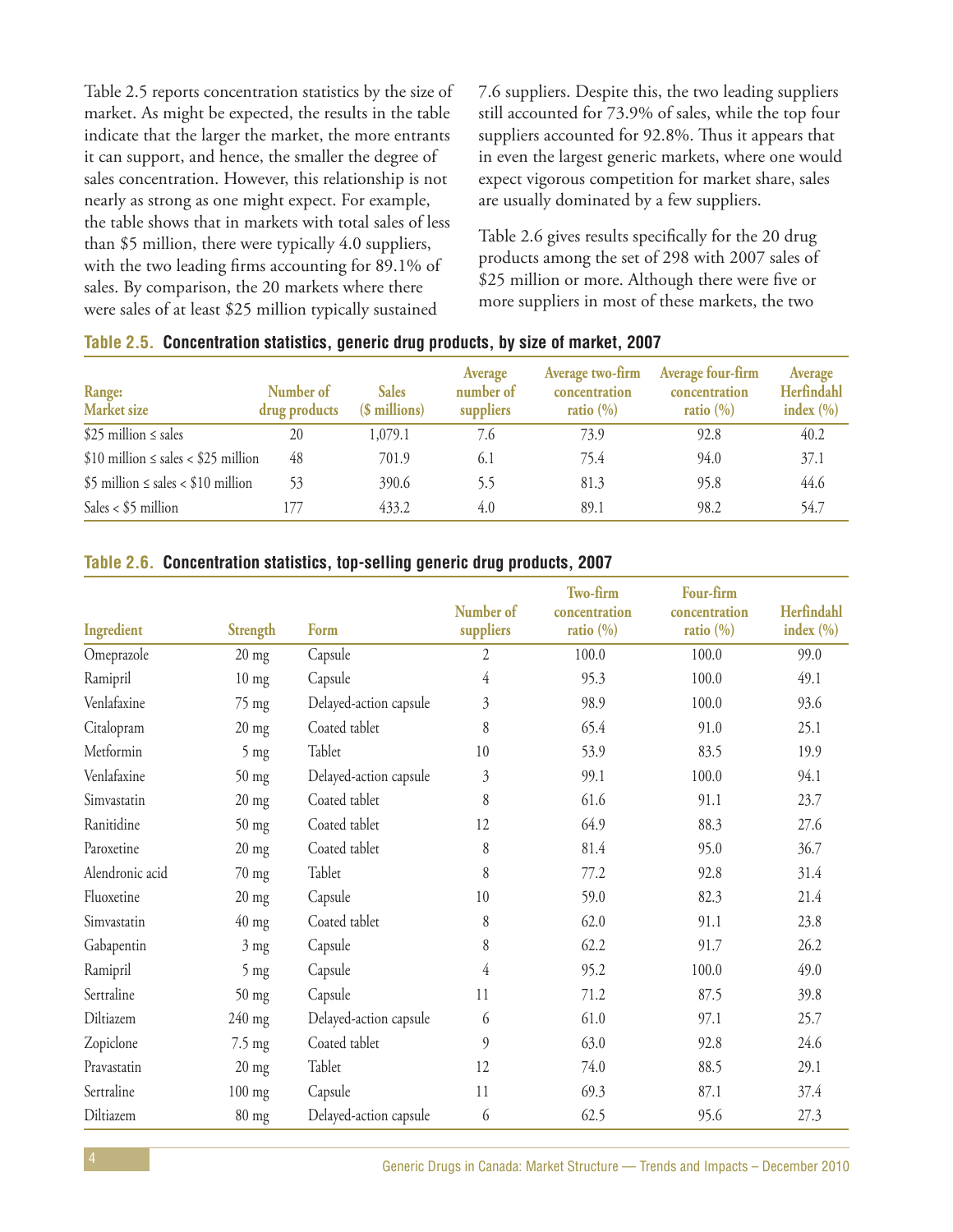Table 2.5 reports concentration statistics by the size of market. As might be expected, the results in the table indicate that the larger the market, the more entrants it can support, and hence, the smaller the degree of sales concentration. However, this relationship is not nearly as strong as one might expect. For example, the table shows that in markets with total sales of less than $5 million, there were typically 4.0 suppliers, with the two leading firms accounting for 89.1% of sales. By comparison, the 20 markets where there were sales of at least $25 million typically sustained 7.6 suppliers. Despite this, the two leading suppliers still accounted for 73.9% of sales, while the top four suppliers accounted for 92.8%. Thus it appears that in even the largest generic markets, where one would expect vigorous competition for market share, sales are usually dominated by a few suppliers.

Table 2.6 gives results specifically for the 20 drug products among the set of 298 with 2007 sales of $25 million or more. Although there were five or more suppliers in most of these markets, the two

**Table 2.5. Concentration statistics, generic drug products, by size of market, 2007**

| Range: Market size | Number of drug products | Sales ($ millions) | Average number of suppliers | Average two-firm concentration ratio (%) | Average four-firm concentration ratio (%) | Average Herfindahl index (%) |
|---|---|---|---|---|---|---|
| $25 million ≤ sales | 20 | 1,079.1 | 7.6 | 73.9 | 92.8 | 40.2 |
| $10 million ≤ sales < $25 million | 48 | 701.9 | 6.1 | 75.4 | 94.0 | 37.1 |
| $5 million ≤ sales < $10 million | 53 | 390.6 | 5.5 | 81.3 | 95.8 | 44.6 |
| Sales < $5 million | 177 | 433.2 | 4.0 | 89.1 | 98.2 | 54.7 |

**Table 2.6. Concentration statistics, top-selling generic drug products, 2007**

| Ingredient | Strength | Form | Number of suppliers | Two-firm concentration ratio (%) | Four-firm concentration ratio (%) | Herfindahl index (%) |
|---|---|---|---|---|---|---|
| Omeprazole | 20 mg | Capsule | 2 | 100.0 | 100.0 | 99.0 |
| Ramipril | 10 mg | Capsule | 4 | 95.3 | 100.0 | 49.1 |
| Venlafaxine | 75 mg | Delayed-action capsule | 3 | 98.9 | 100.0 | 93.6 |
| Citalopram | 20 mg | Coated tablet | 8 | 65.4 | 91.0 | 25.1 |
| Metformin | 5 mg | Tablet | 10 | 53.9 | 83.5 | 19.9 |
| Venlafaxine | 50 mg | Delayed-action capsule | 3 | 99.1 | 100.0 | 94.1 |
| Simvastatin | 20 mg | Coated tablet | 8 | 61.6 | 91.1 | 23.7 |
| Ranitidine | 50 mg | Coated tablet | 12 | 64.9 | 88.3 | 27.6 |
| Paroxetine | 20 mg | Coated tablet | 8 | 81.4 | 95.0 | 36.7 |
| Alendronic acid | 70 mg | Tablet | 8 | 77.2 | 92.8 | 31.4 |
| Fluoxetine | 20 mg | Capsule | 10 | 59.0 | 82.3 | 21.4 |
| Simvastatin | 40 mg | Coated tablet | 8 | 62.0 | 91.1 | 23.8 |
| Gabapentin | 3 mg | Capsule | 8 | 62.2 | 91.7 | 26.2 |
| Ramipril | 5 mg | Capsule | 4 | 95.2 | 100.0 | 49.0 |
| Sertraline | 50 mg | Capsule | 11 | 71.2 | 87.5 | 39.8 |
| Diltiazem | 240 mg | Delayed-action capsule | 6 | 61.0 | 97.1 | 25.7 |
| Zopiclone | 7.5 mg | Coated tablet | 9 | 63.0 | 92.8 | 24.6 |
| Pravastatin | 20 mg | Tablet | 12 | 74.0 | 88.5 | 29.1 |
| Sertraline | 100 mg | Capsule | 11 | 69.3 | 87.1 | 37.4 |
| Diltiazem | 80 mg | Delayed-action capsule | 6 | 62.5 | 95.6 | 27.3 |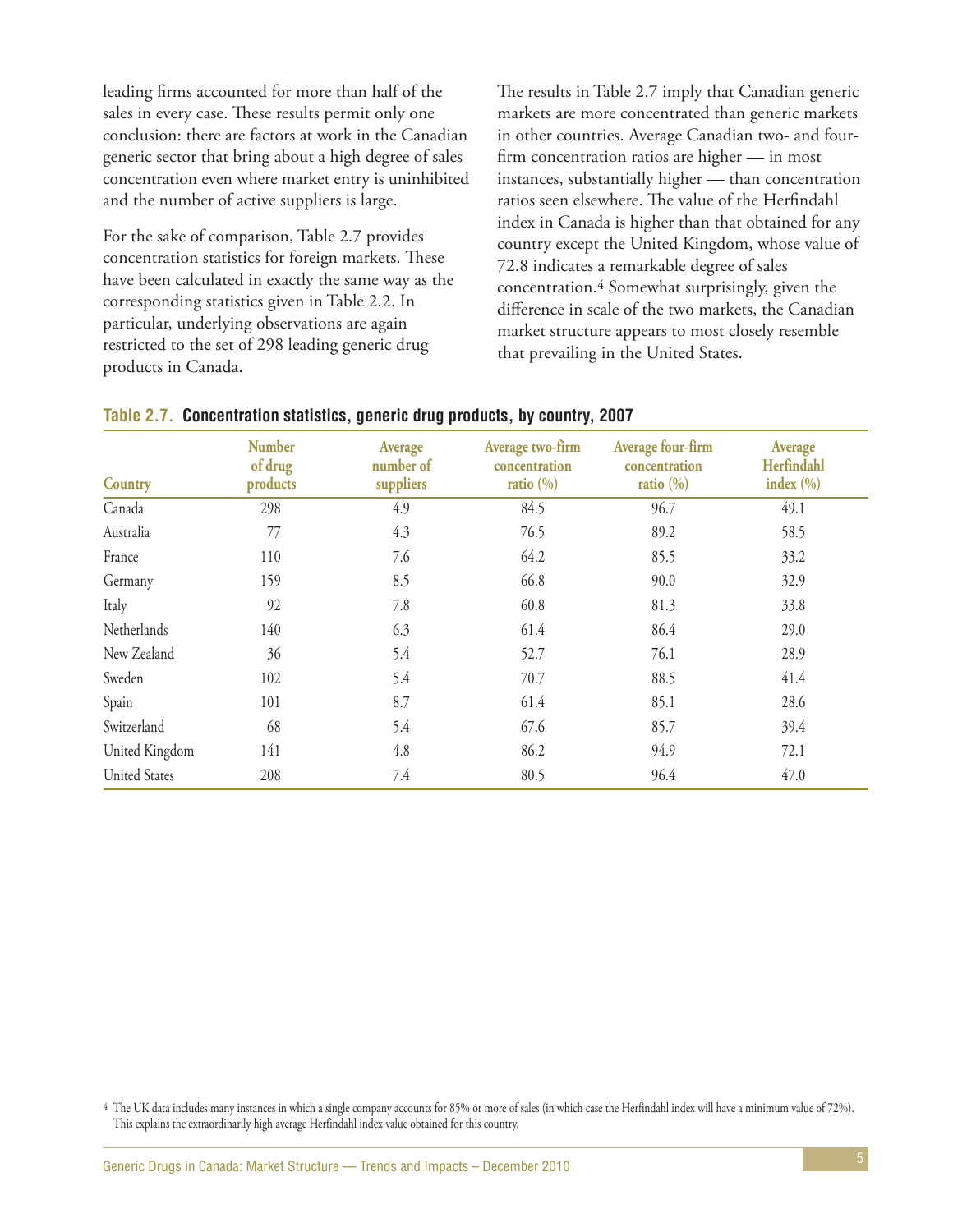leading firms accounted for more than half of the sales in every case. These results permit only one conclusion: there are factors at work in the Canadian generic sector that bring about a high degree of sales concentration even where market entry is uninhibited and the number of active suppliers is large.

For the sake of comparison, Table 2.7 provides concentration statistics for foreign markets. These have been calculated in exactly the same way as the corresponding statistics given in Table 2.2. In particular, underlying observations are again restricted to the set of 298 leading generic drug products in Canada.

The results in Table 2.7 imply that Canadian generic markets are more concentrated than generic markets in other countries. Average Canadian two- and four-firm concentration ratios are higher — in most instances, substantially higher — than concentration ratios seen elsewhere. The value of the Herfindahl index in Canada is higher than that obtained for any country except the United Kingdom, whose value of 72.8 indicates a remarkable degree of sales concentration.[4] Somewhat surprisingly, given the difference in scale of the two markets, the Canadian market structure appears to most closely resemble that prevailing in the United States.

**Table 2.7. Concentration statistics, generic drug products, by country, 2007**

| Country | Number of drug products | Average number of suppliers | Average two-firm concentration ratio (%) | Average four-firm concentration ratio (%) | Average Herfindahl index (%) |
|---|---|---|---|---|---|
| Canada | 298 | 4.9 | 84.5 | 96.7 | 49.1 |
| Australia | 77 | 4.3 | 76.5 | 89.2 | 58.5 |
| France | 110 | 7.6 | 64.2 | 85.5 | 33.2 |
| Germany | 159 | 8.5 | 66.8 | 90.0 | 32.9 |
| Italy | 92 | 7.8 | 60.8 | 81.3 | 33.8 |
| Netherlands | 140 | 6.3 | 61.4 | 86.4 | 29.0 |
| New Zealand | 36 | 5.4 | 52.7 | 76.1 | 28.9 |
| Sweden | 102 | 5.4 | 70.7 | 88.5 | 41.4 |
| Spain | 101 | 8.7 | 61.4 | 85.1 | 28.6 |
| Switzerland | 68 | 5.4 | 67.6 | 85.7 | 39.4 |
| United Kingdom | 141 | 4.8 | 86.2 | 94.9 | 72.1 |
| United States | 208 | 7.4 | 80.5 | 96.4 | 47.0 |

[4] The UK data includes many instances in which a single company accounts for 85% or more of sales (in which case the Herfindahl index will have a minimum value of 72%). This explains the extraordinarily high average Herfindahl index value obtained for this country.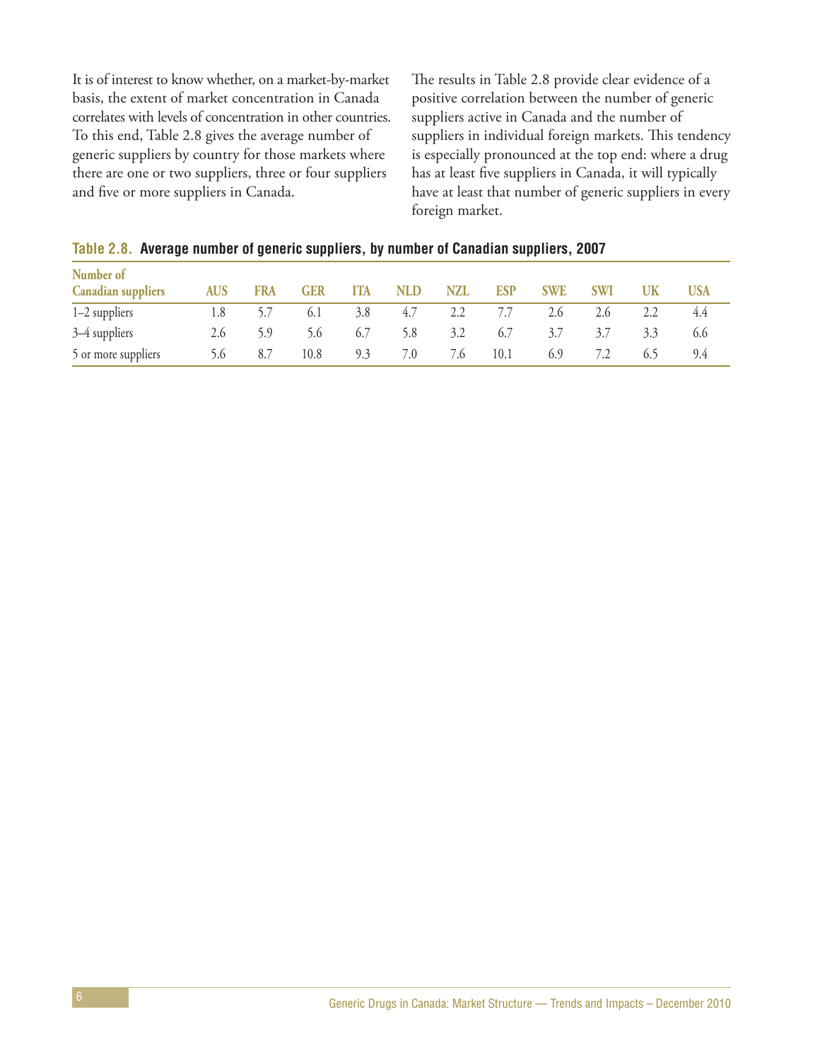It is of interest to know whether, on a market-by-market basis, the extent of market concentration in Canada correlates with levels of concentration in other countries. To this end, Table 2.8 gives the average number of generic suppliers by country for those markets where there are one or two suppliers, three or four suppliers and five or more suppliers in Canada.

The results in Table 2.8 provide clear evidence of a positive correlation between the number of generic suppliers active in Canada and the number of suppliers in individual foreign markets. This tendency is especially pronounced at the top end: where a drug has at least five suppliers in Canada, it will typically have at least that number of generic suppliers in every foreign market.

**Table 2.8. Average number of generic suppliers, by number of Canadian suppliers, 2007**

| Number of Canadian suppliers | AUS | FRA | GER | ITA | NLD | NZL | ESP | SWE | SWI | UK | USA |
|---|---|---|---|---|---|---|---|---|---|---|---|
| 1–2 suppliers | 1.8 | 5.7 | 6.1 | 3.8 | 4.7 | 2.2 | 7.7 | 2.6 | 2.6 | 2.2 | 4.4 |
| 3–4 suppliers | 2.6 | 5.9 | 5.6 | 6.7 | 5.8 | 3.2 | 6.7 | 3.7 | 3.7 | 3.3 | 6.6 |
| 5 or more suppliers | 5.6 | 8.7 | 10.8 | 9.3 | 7.0 | 7.6 | 10.1 | 6.9 | 7.2 | 6.5 | 9.4 |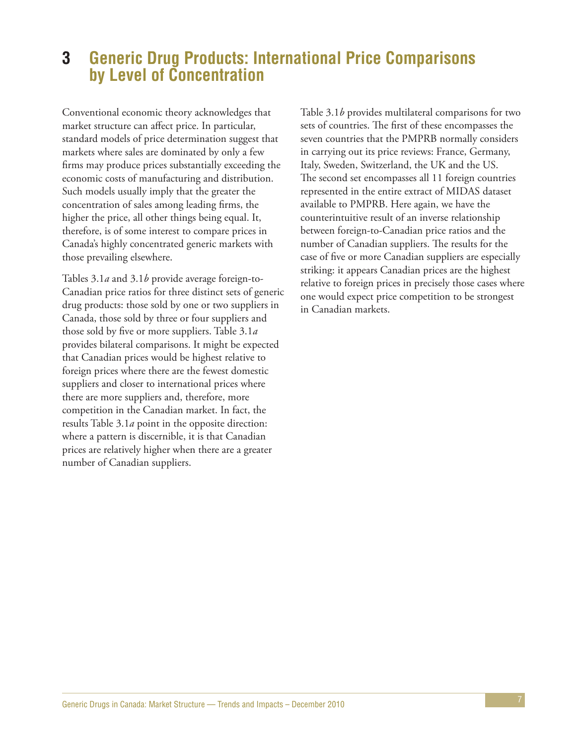# 3 Generic Drug Products: International Price Comparisons by Level of Concentration

Conventional economic theory acknowledges that market structure can affect price. In particular, standard models of price determination suggest that markets where sales are dominated by only a few firms may produce prices substantially exceeding the economic costs of manufacturing and distribution. Such models usually imply that the greater the concentration of sales among leading firms, the higher the price, all other things being equal. It, therefore, is of some interest to compare prices in Canada's highly concentrated generic markets with those prevailing elsewhere.

Tables 3.1*a* and 3.1*b* provide average foreign-to-Canadian price ratios for three distinct sets of generic drug products: those sold by one or two suppliers in Canada, those sold by three or four suppliers and those sold by five or more suppliers. Table 3.1*a* provides bilateral comparisons. It might be expected that Canadian prices would be highest relative to foreign prices where there are the fewest domestic suppliers and closer to international prices where there are more suppliers and, therefore, more competition in the Canadian market. In fact, the results Table 3.1*a* point in the opposite direction: where a pattern is discernible, it is that Canadian prices are relatively higher when there are a greater number of Canadian suppliers.

Table 3.1*b* provides multilateral comparisons for two sets of countries. The first of these encompasses the seven countries that the PMPRB normally considers in carrying out its price reviews: France, Germany, Italy, Sweden, Switzerland, the UK and the US. The second set encompasses all 11 foreign countries represented in the entire extract of MIDAS dataset available to PMPRB. Here again, we have the counterintuitive result of an inverse relationship between foreign-to-Canadian price ratios and the number of Canadian suppliers. The results for the case of five or more Canadian suppliers are especially striking: it appears Canadian prices are the highest relative to foreign prices in precisely those cases where one would expect price competition to be strongest in Canadian markets.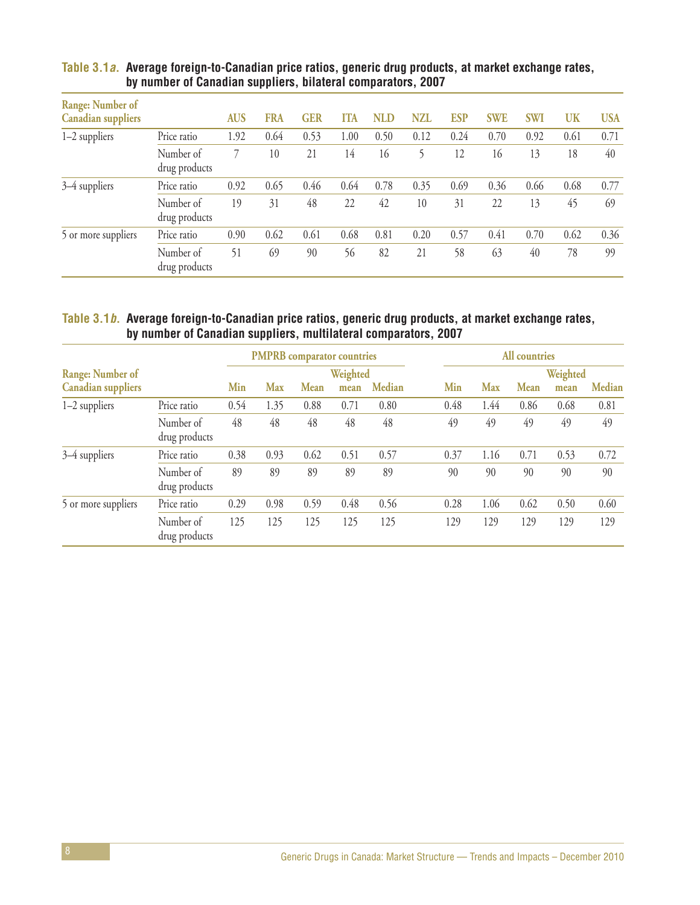**Table 3.1*a*. Average foreign-to-Canadian price ratios, generic drug products, at market exchange rates, by number of Canadian suppliers, bilateral comparators, 2007**

| Range: Number of Canadian suppliers | | AUS | FRA | GER | ITA | NLD | NZL | ESP | SWE | SWI | UK | USA |
|---|---|---|---|---|---|---|---|---|---|---|---|---|
| 1–2 suppliers | Price ratio | 1.92 | 0.64 | 0.53 | 1.00 | 0.50 | 0.12 | 0.24 | 0.70 | 0.92 | 0.61 | 0.71 |
| | Number of drug products | 7 | 10 | 21 | 14 | 16 | 5 | 12 | 16 | 13 | 18 | 40 |
| 3–4 suppliers | Price ratio | 0.92 | 0.65 | 0.46 | 0.64 | 0.78 | 0.35 | 0.69 | 0.36 | 0.66 | 0.68 | 0.77 |
| | Number of drug products | 19 | 31 | 48 | 22 | 42 | 10 | 31 | 22 | 13 | 45 | 69 |
| 5 or more suppliers | Price ratio | 0.90 | 0.62 | 0.61 | 0.68 | 0.81 | 0.20 | 0.57 | 0.41 | 0.70 | 0.62 | 0.36 |
| | Number of drug products | 51 | 69 | 90 | 56 | 82 | 21 | 58 | 63 | 40 | 78 | 99 |

**Table 3.1*b*. Average foreign-to-Canadian price ratios, generic drug products, at market exchange rates, by number of Canadian suppliers, multilateral comparators, 2007**

| | | PMPRB comparator countries | | | | | All countries | | | | |
|---|---|---|---|---|---|---|---|---|---|---|---|
| Range: Number of Canadian suppliers | | Min | Max | Mean | Weighted mean | Median | Min | Max | Mean | Weighted mean | Median |
| 1–2 suppliers | Price ratio | 0.54 | 1.35 | 0.88 | 0.71 | 0.80 | 0.48 | 1.44 | 0.86 | 0.68 | 0.81 |
| | Number of drug products | 48 | 48 | 48 | 48 | 48 | 49 | 49 | 49 | 49 | 49 |
| 3–4 suppliers | Price ratio | 0.38 | 0.93 | 0.62 | 0.51 | 0.57 | 0.37 | 1.16 | 0.71 | 0.53 | 0.72 |
| | Number of drug products | 89 | 89 | 89 | 89 | 89 | 90 | 90 | 90 | 90 | 90 |
| 5 or more suppliers | Price ratio | 0.29 | 0.98 | 0.59 | 0.48 | 0.56 | 0.28 | 1.06 | 0.62 | 0.50 | 0.60 |
| | Number of drug products | 125 | 125 | 125 | 125 | 125 | 129 | 129 | 129 | 129 | 129 |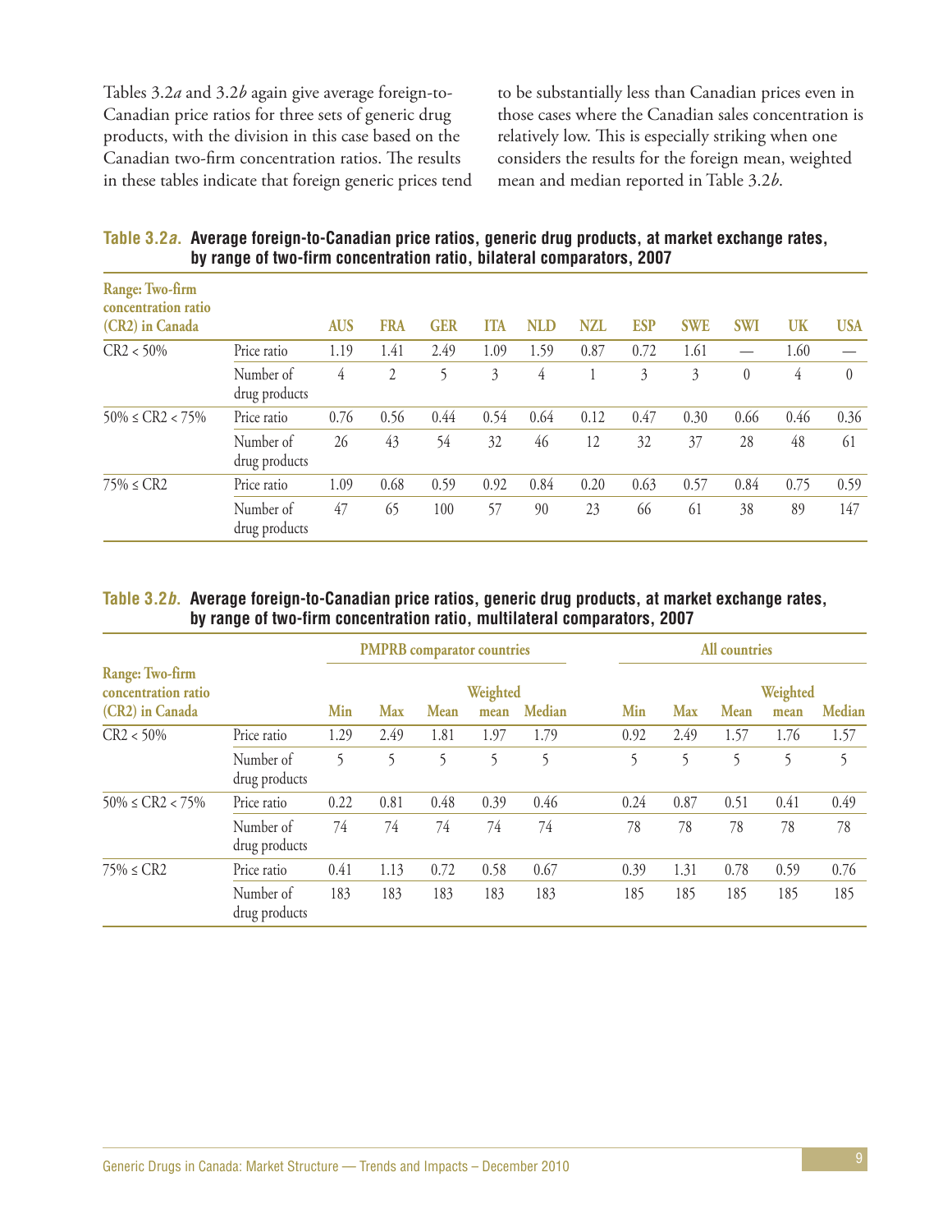Tables 3.2*a* and 3.2*b* again give average foreign-to-Canadian price ratios for three sets of generic drug products, with the division in this case based on the Canadian two-firm concentration ratios. The results in these tables indicate that foreign generic prices tend to be substantially less than Canadian prices even in those cases where the Canadian sales concentration is relatively low. This is especially striking when one considers the results for the foreign mean, weighted mean and median reported in Table 3.2*b*.

**Table 3.2*a*. Average foreign-to-Canadian price ratios, generic drug products, at market exchange rates, by range of two-firm concentration ratio, bilateral comparators, 2007**

| Range: Two-firm concentration ratio (CR2) in Canada | | AUS | FRA | GER | ITA | NLD | NZL | ESP | SWE | SWI | UK | USA |
|---|---|---|---|---|---|---|---|---|---|---|---|---|
| CR2 < 50% | Price ratio | 1.19 | 1.41 | 2.49 | 1.09 | 1.59 | 0.87 | 0.72 | 1.61 | — | 1.60 | — |
| | Number of drug products | 4 | 2 | 5 | 3 | 4 | 1 | 3 | 3 | 0 | 4 | 0 |
| 50% ≤ CR2 < 75% | Price ratio | 0.76 | 0.56 | 0.44 | 0.54 | 0.64 | 0.12 | 0.47 | 0.30 | 0.66 | 0.46 | 0.36 |
| | Number of drug products | 26 | 43 | 54 | 32 | 46 | 12 | 32 | 37 | 28 | 48 | 61 |
| 75% ≤ CR2 | Price ratio | 1.09 | 0.68 | 0.59 | 0.92 | 0.84 | 0.20 | 0.63 | 0.57 | 0.84 | 0.75 | 0.59 |
| | Number of drug products | 47 | 65 | 100 | 57 | 90 | 23 | 66 | 61 | 38 | 89 | 147 |

**Table 3.2*b*. Average foreign-to-Canadian price ratios, generic drug products, at market exchange rates, by range of two-firm concentration ratio, multilateral comparators, 2007**

| Range: Two-firm concentration ratio (CR2) in Canada | | PMPRB comparator countries | | | | | All countries | | | | |
|---|---|---|---|---|---|---|---|---|---|---|---|
| | | Min | Max | Mean | Weighted mean | Median | Min | Max | Mean | Weighted mean | Median |
| CR2 < 50% | Price ratio | 1.29 | 2.49 | 1.81 | 1.97 | 1.79 | 0.92 | 2.49 | 1.57 | 1.76 | 1.57 |
| | Number of drug products | 5 | 5 | 5 | 5 | 5 | 5 | 5 | 5 | 5 | 5 |
| 50% ≤ CR2 < 75% | Price ratio | 0.22 | 0.81 | 0.48 | 0.39 | 0.46 | 0.24 | 0.87 | 0.51 | 0.41 | 0.49 |
| | Number of drug products | 74 | 74 | 74 | 74 | 74 | 78 | 78 | 78 | 78 | 78 |
| 75% ≤ CR2 | Price ratio | 0.41 | 1.13 | 0.72 | 0.58 | 0.67 | 0.39 | 1.31 | 0.78 | 0.59 | 0.76 |
| | Number of drug products | 183 | 183 | 183 | 183 | 183 | 185 | 185 | 185 | 185 | 185 |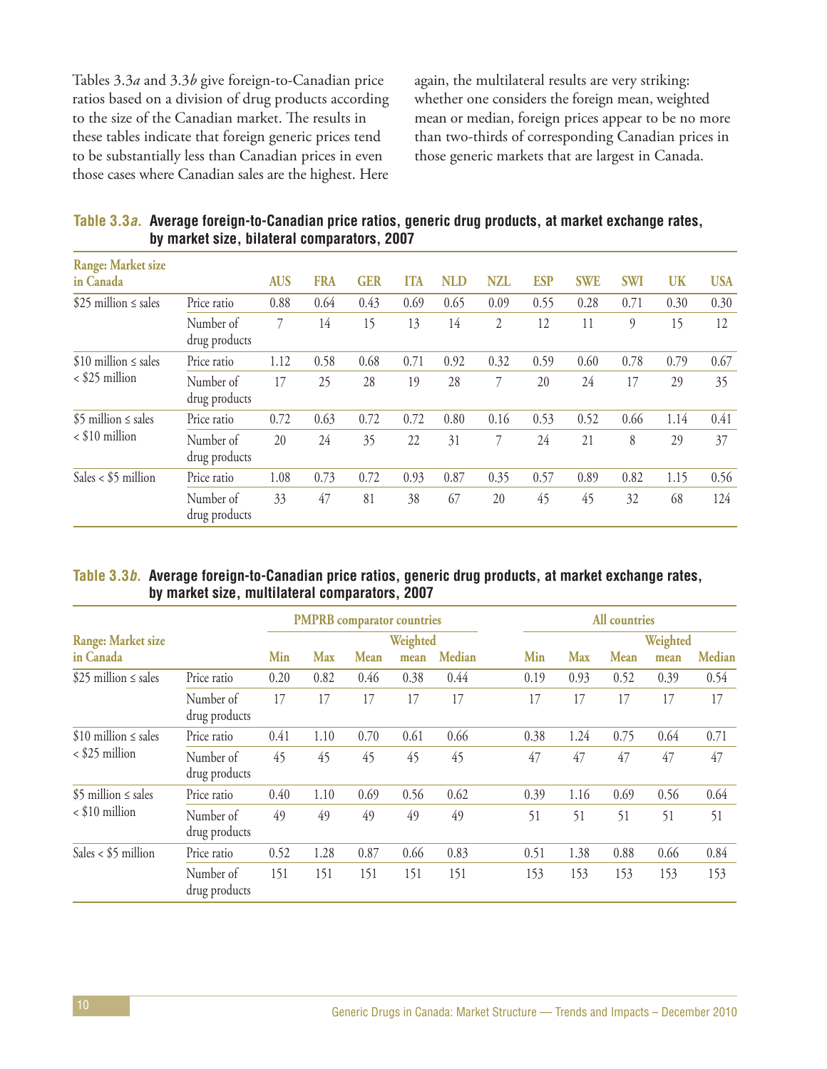Tables 3.3*a* and 3.3*b* give foreign-to-Canadian price ratios based on a division of drug products according to the size of the Canadian market. The results in these tables indicate that foreign generic prices tend to be substantially less than Canadian prices in even those cases where Canadian sales are the highest. Here again, the multilateral results are very striking: whether one considers the foreign mean, weighted mean or median, foreign prices appear to be no more than two-thirds of corresponding Canadian prices in those generic markets that are largest in Canada.

**Table 3.3*a*. Average foreign-to-Canadian price ratios, generic drug products, at market exchange rates, by market size, bilateral comparators, 2007**

| Range: Market size in Canada | | AUS | FRA | GER | ITA | NLD | NZL | ESP | SWE | SWI | UK | USA |
|---|---|---|---|---|---|---|---|---|---|---|---|---|
| \$25 million ≤ sales | Price ratio | 0.88 | 0.64 | 0.43 | 0.69 | 0.65 | 0.09 | 0.55 | 0.28 | 0.71 | 0.30 | 0.30 |
| | Number of drug products | 7 | 14 | 15 | 13 | 14 | 2 | 12 | 11 | 9 | 15 | 12 |
| \$10 million ≤ sales < \$25 million | Price ratio | 1.12 | 0.58 | 0.68 | 0.71 | 0.92 | 0.32 | 0.59 | 0.60 | 0.78 | 0.79 | 0.67 |
| | Number of drug products | 17 | 25 | 28 | 19 | 28 | 7 | 20 | 24 | 17 | 29 | 35 |
| \$5 million ≤ sales < \$10 million | Price ratio | 0.72 | 0.63 | 0.72 | 0.72 | 0.80 | 0.16 | 0.53 | 0.52 | 0.66 | 1.14 | 0.41 |
| | Number of drug products | 20 | 24 | 35 | 22 | 31 | 7 | 24 | 21 | 8 | 29 | 37 |
| Sales < \$5 million | Price ratio | 1.08 | 0.73 | 0.72 | 0.93 | 0.87 | 0.35 | 0.57 | 0.89 | 0.82 | 1.15 | 0.56 |
| | Number of drug products | 33 | 47 | 81 | 38 | 67 | 20 | 45 | 45 | 32 | 68 | 124 |

**Table 3.3*b*. Average foreign-to-Canadian price ratios, generic drug products, at market exchange rates, by market size, multilateral comparators, 2007**

| | | PMPRB comparator countries | | | | | All countries | | | | |
|---|---|---|---|---|---|---|---|---|---|---|---|
| Range: Market size in Canada | | Min | Max | Mean | Weighted mean | Median | Min | Max | Mean | Weighted mean | Median |
| \$25 million ≤ sales | Price ratio | 0.20 | 0.82 | 0.46 | 0.38 | 0.44 | 0.19 | 0.93 | 0.52 | 0.39 | 0.54 |
| | Number of drug products | 17 | 17 | 17 | 17 | 17 | 17 | 17 | 17 | 17 | 17 |
| \$10 million ≤ sales < \$25 million | Price ratio | 0.41 | 1.10 | 0.70 | 0.61 | 0.66 | 0.38 | 1.24 | 0.75 | 0.64 | 0.71 |
| | Number of drug products | 45 | 45 | 45 | 45 | 45 | 47 | 47 | 47 | 47 | 47 |
| \$5 million ≤ sales < \$10 million | Price ratio | 0.40 | 1.10 | 0.69 | 0.56 | 0.62 | 0.39 | 1.16 | 0.69 | 0.56 | 0.64 |
| | Number of drug products | 49 | 49 | 49 | 49 | 49 | 51 | 51 | 51 | 51 | 51 |
| Sales < \$5 million | Price ratio | 0.52 | 1.28 | 0.87 | 0.66 | 0.83 | 0.51 | 1.38 | 0.88 | 0.66 | 0.84 |
| | Number of drug products | 151 | 151 | 151 | 151 | 151 | 153 | 153 | 153 | 153 | 153 |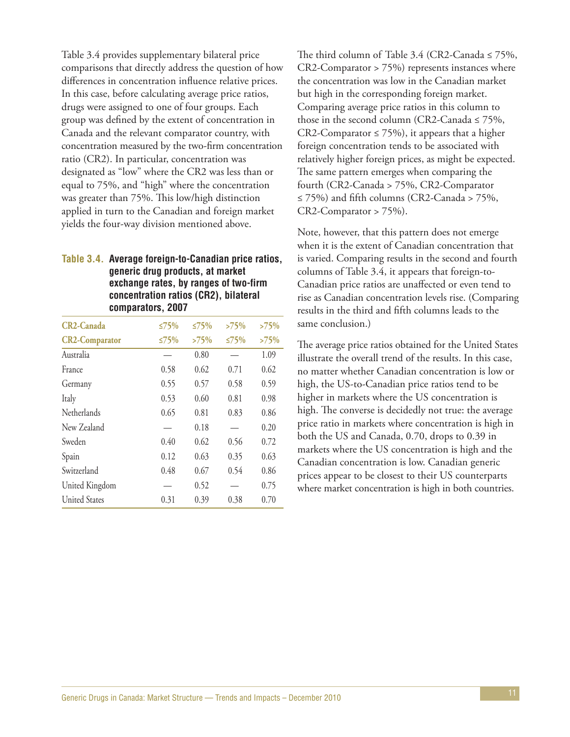Table 3.4 provides supplementary bilateral price comparisons that directly address the question of how differences in concentration influence relative prices. In this case, before calculating average price ratios, drugs were assigned to one of four groups. Each group was defined by the extent of concentration in Canada and the relevant comparator country, with concentration measured by the two-firm concentration ratio (CR2). In particular, concentration was designated as "low" where the CR2 was less than or equal to 75%, and "high" where the concentration was greater than 75%. This low/high distinction applied in turn to the Canadian and foreign market yields the four-way division mentioned above.

**Table 3.4. Average foreign-to-Canadian price ratios, generic drug products, at market exchange rates, by ranges of two-firm concentration ratios (CR2), bilateral comparators, 2007**

| CR2-Canada | ≤75% | ≤75% | >75% | >75% |
|---|---|---|---|---|
| **CR2-Comparator** | **≤75%** | **>75%** | **≤75%** | **>75%** |
| Australia | — | 0.80 | — | 1.09 |
| France | 0.58 | 0.62 | 0.71 | 0.62 |
| Germany | 0.55 | 0.57 | 0.58 | 0.59 |
| Italy | 0.53 | 0.60 | 0.81 | 0.98 |
| Netherlands | 0.65 | 0.81 | 0.83 | 0.86 |
| New Zealand | — | 0.18 | — | 0.20 |
| Sweden | 0.40 | 0.62 | 0.56 | 0.72 |
| Spain | 0.12 | 0.63 | 0.35 | 0.63 |
| Switzerland | 0.48 | 0.67 | 0.54 | 0.86 |
| United Kingdom | — | 0.52 | — | 0.75 |
| United States | 0.31 | 0.39 | 0.38 | 0.70 |

The third column of Table 3.4 (CR2-Canada ≤ 75%, CR2-Comparator > 75%) represents instances where the concentration was low in the Canadian market but high in the corresponding foreign market. Comparing average price ratios in this column to those in the second column (CR2-Canada ≤ 75%, CR2-Comparator ≤ 75%), it appears that a higher foreign concentration tends to be associated with relatively higher foreign prices, as might be expected. The same pattern emerges when comparing the fourth (CR2-Canada > 75%, CR2-Comparator ≤ 75%) and fifth columns (CR2-Canada > 75%, CR2-Comparator > 75%).

Note, however, that this pattern does not emerge when it is the extent of Canadian concentration that is varied. Comparing results in the second and fourth columns of Table 3.4, it appears that foreign-to-Canadian price ratios are unaffected or even tend to rise as Canadian concentration levels rise. (Comparing results in the third and fifth columns leads to the same conclusion.)

The average price ratios obtained for the United States illustrate the overall trend of the results. In this case, no matter whether Canadian concentration is low or high, the US-to-Canadian price ratios tend to be higher in markets where the US concentration is high. The converse is decidedly not true: the average price ratio in markets where concentration is high in both the US and Canada, 0.70, drops to 0.39 in markets where the US concentration is high and the Canadian concentration is low. Canadian generic prices appear to be closest to their US counterparts where market concentration is high in both countries.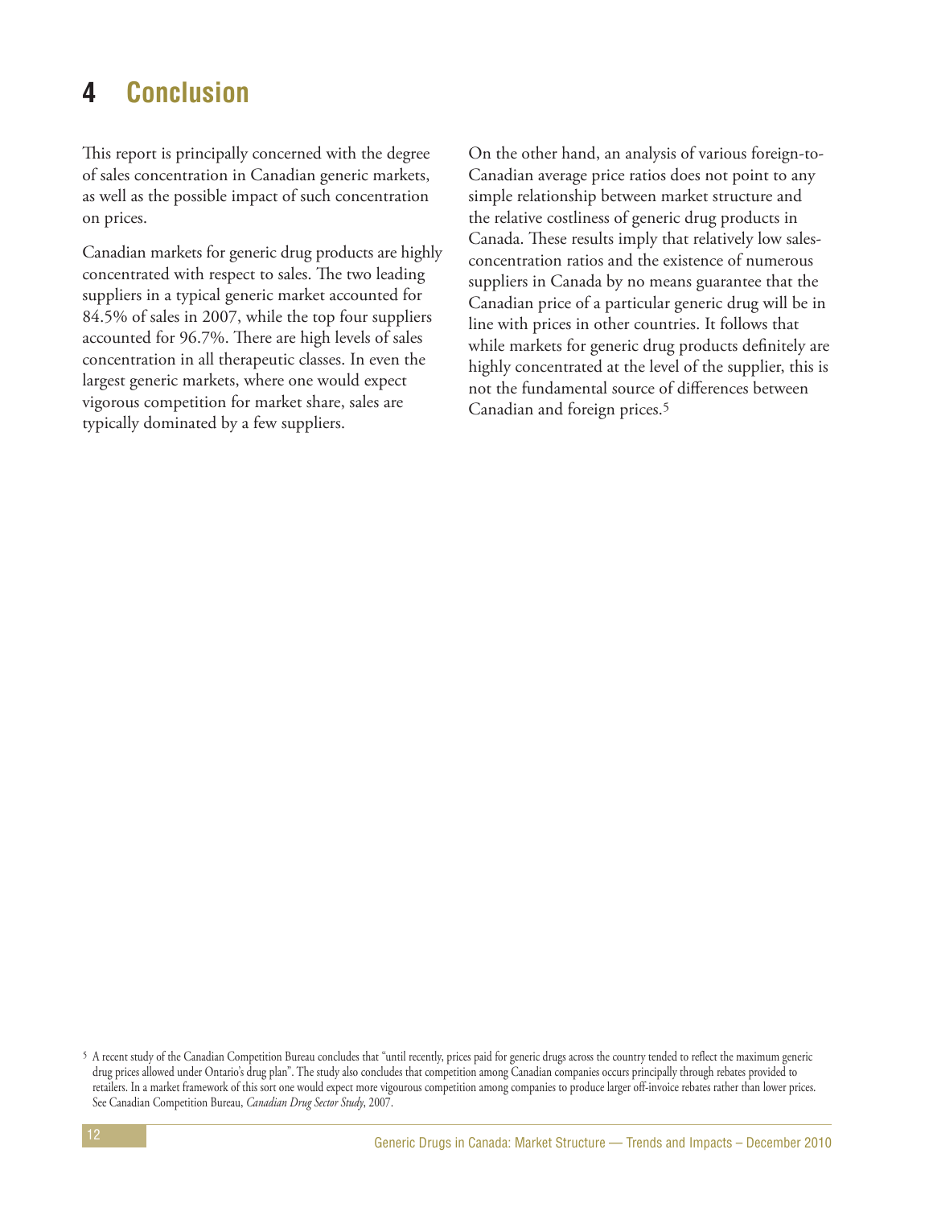# 4 Conclusion

This report is principally concerned with the degree of sales concentration in Canadian generic markets, as well as the possible impact of such concentration on prices.

Canadian markets for generic drug products are highly concentrated with respect to sales. The two leading suppliers in a typical generic market accounted for 84.5% of sales in 2007, while the top four suppliers accounted for 96.7%. There are high levels of sales concentration in all therapeutic classes. In even the largest generic markets, where one would expect vigorous competition for market share, sales are typically dominated by a few suppliers.

On the other hand, an analysis of various foreign-to-Canadian average price ratios does not point to any simple relationship between market structure and the relative costliness of generic drug products in Canada. These results imply that relatively low sales-concentration ratios and the existence of numerous suppliers in Canada by no means guarantee that the Canadian price of a particular generic drug will be in line with prices in other countries. It follows that while markets for generic drug products definitely are highly concentrated at the level of the supplier, this is not the fundamental source of differences between Canadian and foreign prices.[5]

[5] A recent study of the Canadian Competition Bureau concludes that "until recently, prices paid for generic drugs across the country tended to reflect the maximum generic drug prices allowed under Ontario's drug plan". The study also concludes that competition among Canadian companies occurs principally through rebates provided to retailers. In a market framework of this sort one would expect more vigourous competition among companies to produce larger off-invoice rebates rather than lower prices. See Canadian Competition Bureau, *Canadian Drug Sector Study*, 2007.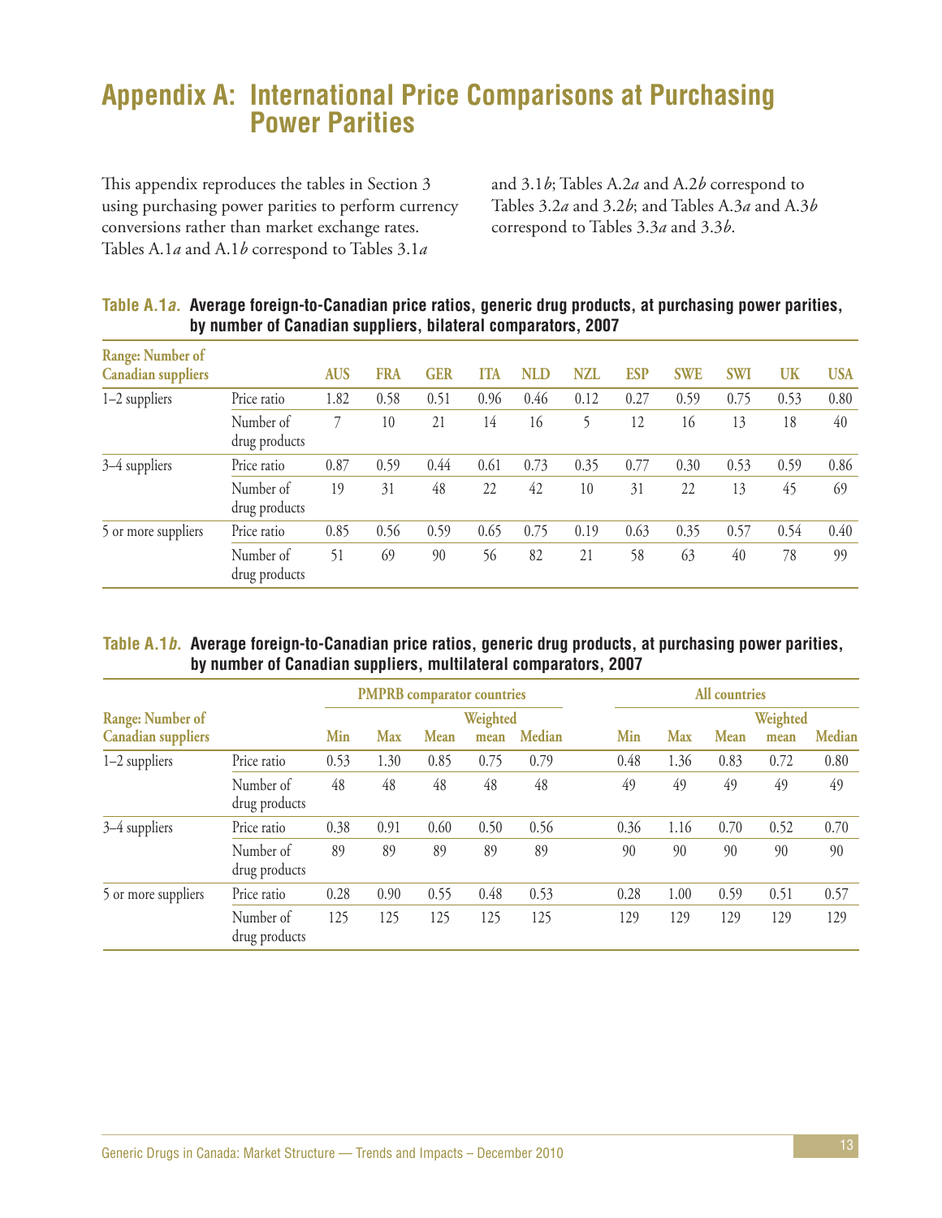# Appendix A: International Price Comparisons at Purchasing Power Parities

This appendix reproduces the tables in Section 3 using purchasing power parities to perform currency conversions rather than market exchange rates. Tables A.1*a* and A.1*b* correspond to Tables 3.1*a* and 3.1*b*; Tables A.2*a* and A.2*b* correspond to Tables 3.2*a* and 3.2*b*; and Tables A.3*a* and A.3*b* correspond to Tables 3.3*a* and 3.3*b*.

**Table A.1*a*. Average foreign-to-Canadian price ratios, generic drug products, at purchasing power parities, by number of Canadian suppliers, bilateral comparators, 2007**

| Range: Number of Canadian suppliers | | AUS | FRA | GER | ITA | NLD | NZL | ESP | SWE | SWI | UK | USA |
|---|---|---|---|---|---|---|---|---|---|---|---|---|
| 1–2 suppliers | Price ratio | 1.82 | 0.58 | 0.51 | 0.96 | 0.46 | 0.12 | 0.27 | 0.59 | 0.75 | 0.53 | 0.80 |
| | Number of drug products | 7 | 10 | 21 | 14 | 16 | 5 | 12 | 16 | 13 | 18 | 40 |
| 3–4 suppliers | Price ratio | 0.87 | 0.59 | 0.44 | 0.61 | 0.73 | 0.35 | 0.77 | 0.30 | 0.53 | 0.59 | 0.86 |
| | Number of drug products | 19 | 31 | 48 | 22 | 42 | 10 | 31 | 22 | 13 | 45 | 69 |
| 5 or more suppliers | Price ratio | 0.85 | 0.56 | 0.59 | 0.65 | 0.75 | 0.19 | 0.63 | 0.35 | 0.57 | 0.54 | 0.40 |
| | Number of drug products | 51 | 69 | 90 | 56 | 82 | 21 | 58 | 63 | 40 | 78 | 99 |

**Table A.1*b*. Average foreign-to-Canadian price ratios, generic drug products, at purchasing power parities, by number of Canadian suppliers, multilateral comparators, 2007**

| | | PMPRB comparator countries | | | | | All countries | | | | |
|---|---|---|---|---|---|---|---|---|---|---|---|
| Range: Number of Canadian suppliers | | Min | Max | Mean | Weighted mean | Median | Min | Max | Mean | Weighted mean | Median |
| 1–2 suppliers | Price ratio | 0.53 | 1.30 | 0.85 | 0.75 | 0.79 | 0.48 | 1.36 | 0.83 | 0.72 | 0.80 |
| | Number of drug products | 48 | 48 | 48 | 48 | 48 | 49 | 49 | 49 | 49 | 49 |
| 3–4 suppliers | Price ratio | 0.38 | 0.91 | 0.60 | 0.50 | 0.56 | 0.36 | 1.16 | 0.70 | 0.52 | 0.70 |
| | Number of drug products | 89 | 89 | 89 | 89 | 89 | 90 | 90 | 90 | 90 | 90 |
| 5 or more suppliers | Price ratio | 0.28 | 0.90 | 0.55 | 0.48 | 0.53 | 0.28 | 1.00 | 0.59 | 0.51 | 0.57 |
| | Number of drug products | 125 | 125 | 125 | 125 | 125 | 129 | 129 | 129 | 129 | 129 |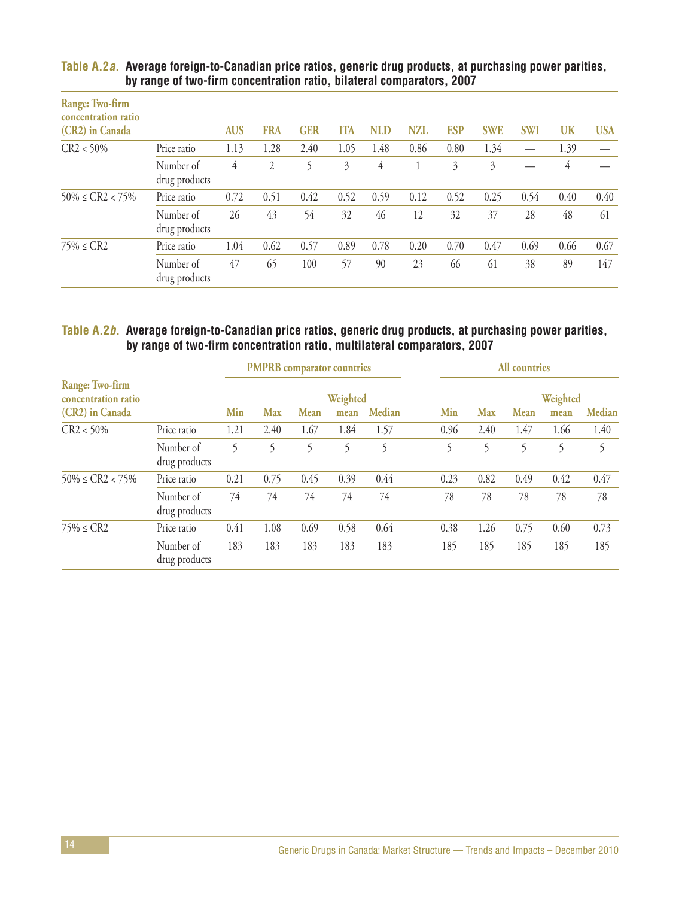**Table A.2*a*. Average foreign-to-Canadian price ratios, generic drug products, at purchasing power parities, by range of two-firm concentration ratio, bilateral comparators, 2007**

| Range: Two-firm concentration ratio (CR2) in Canada | | AUS | FRA | GER | ITA | NLD | NZL | ESP | SWE | SWI | UK | USA |
|---|---|---|---|---|---|---|---|---|---|---|---|---|
| CR2 < 50% | Price ratio | 1.13 | 1.28 | 2.40 | 1.05 | 1.48 | 0.86 | 0.80 | 1.34 | — | 1.39 | — |
| | Number of drug products | 4 | 2 | 5 | 3 | 4 | 1 | 3 | 3 | — | 4 | — |
| 50% ≤ CR2 < 75% | Price ratio | 0.72 | 0.51 | 0.42 | 0.52 | 0.59 | 0.12 | 0.52 | 0.25 | 0.54 | 0.40 | 0.40 |
| | Number of drug products | 26 | 43 | 54 | 32 | 46 | 12 | 32 | 37 | 28 | 48 | 61 |
| 75% ≤ CR2 | Price ratio | 1.04 | 0.62 | 0.57 | 0.89 | 0.78 | 0.20 | 0.70 | 0.47 | 0.69 | 0.66 | 0.67 |
| | Number of drug products | 47 | 65 | 100 | 57 | 90 | 23 | 66 | 61 | 38 | 89 | 147 |

**Table A.2*b*. Average foreign-to-Canadian price ratios, generic drug products, at purchasing power parities, by range of two-firm concentration ratio, multilateral comparators, 2007**

| Range: Two-firm concentration ratio (CR2) in Canada | | PMPRB comparator countries | | | | | All countries | | | | |
|---|---|---|---|---|---|---|---|---|---|---|---|
| | | Min | Max | Mean | Weighted mean | Median | Min | Max | Mean | Weighted mean | Median |
| CR2 < 50% | Price ratio | 1.21 | 2.40 | 1.67 | 1.84 | 1.57 | 0.96 | 2.40 | 1.47 | 1.66 | 1.40 |
| | Number of drug products | 5 | 5 | 5 | 5 | 5 | 5 | 5 | 5 | 5 | 5 |
| 50% ≤ CR2 < 75% | Price ratio | 0.21 | 0.75 | 0.45 | 0.39 | 0.44 | 0.23 | 0.82 | 0.49 | 0.42 | 0.47 |
| | Number of drug products | 74 | 74 | 74 | 74 | 74 | 78 | 78 | 78 | 78 | 78 |
| 75% ≤ CR2 | Price ratio | 0.41 | 1.08 | 0.69 | 0.58 | 0.64 | 0.38 | 1.26 | 0.75 | 0.60 | 0.73 |
| | Number of drug products | 183 | 183 | 183 | 183 | 183 | 185 | 185 | 185 | 185 | 185 |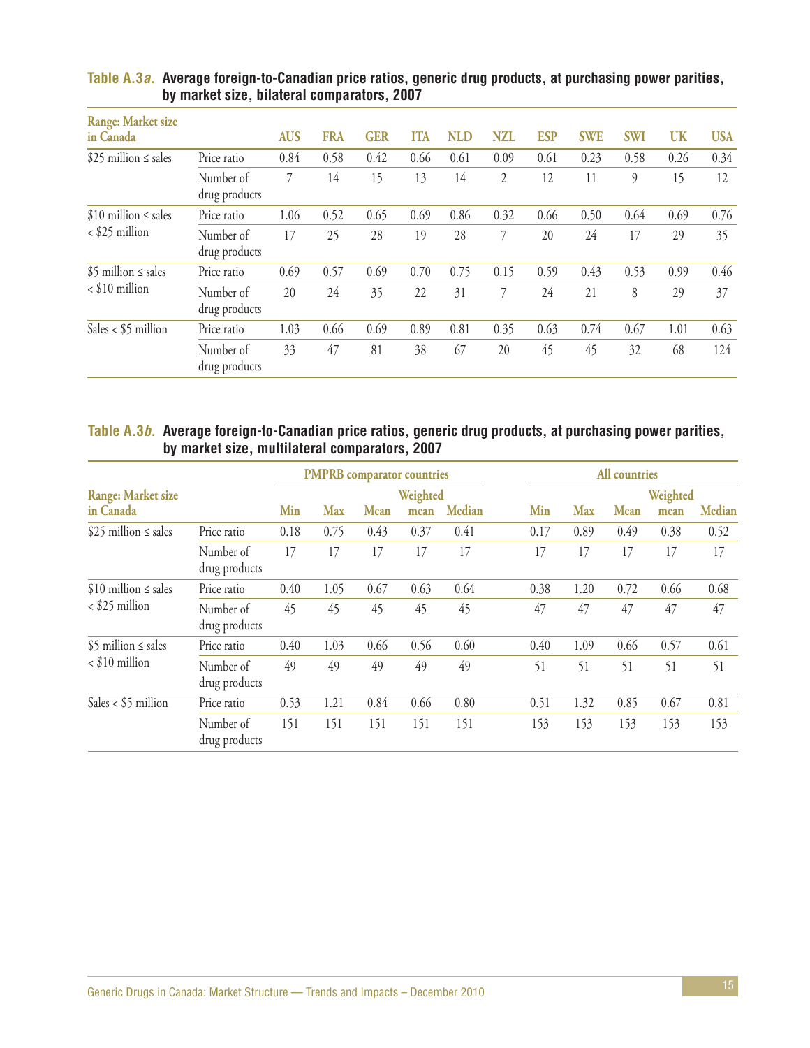**Table A.3*a*. Average foreign-to-Canadian price ratios, generic drug products, at purchasing power parities, by market size, bilateral comparators, 2007**

| Range: Market size in Canada | | AUS | FRA | GER | ITA | NLD | NZL | ESP | SWE | SWI | UK | USA |
|---|---|---|---|---|---|---|---|---|---|---|---|---|
| $25 million ≤ sales | Price ratio | 0.84 | 0.58 | 0.42 | 0.66 | 0.61 | 0.09 | 0.61 | 0.23 | 0.58 | 0.26 | 0.34 |
| | Number of drug products | 7 | 14 | 15 | 13 | 14 | 2 | 12 | 11 | 9 | 15 | 12 |
| $10 million ≤ sales < $25 million | Price ratio | 1.06 | 0.52 | 0.65 | 0.69 | 0.86 | 0.32 | 0.66 | 0.50 | 0.64 | 0.69 | 0.76 |
| | Number of drug products | 17 | 25 | 28 | 19 | 28 | 7 | 20 | 24 | 17 | 29 | 35 |
| $5 million ≤ sales < $10 million | Price ratio | 0.69 | 0.57 | 0.69 | 0.70 | 0.75 | 0.15 | 0.59 | 0.43 | 0.53 | 0.99 | 0.46 |
| | Number of drug products | 20 | 24 | 35 | 22 | 31 | 7 | 24 | 21 | 8 | 29 | 37 |
| Sales < $5 million | Price ratio | 1.03 | 0.66 | 0.69 | 0.89 | 0.81 | 0.35 | 0.63 | 0.74 | 0.67 | 1.01 | 0.63 |
| | Number of drug products | 33 | 47 | 81 | 38 | 67 | 20 | 45 | 45 | 32 | 68 | 124 |

**Table A.3*b*. Average foreign-to-Canadian price ratios, generic drug products, at purchasing power parities, by market size, multilateral comparators, 2007**

| Range: Market size in Canada | | PMPRB comparator countries | | | | | All countries | | | | |
|---|---|---|---|---|---|---|---|---|---|---|---|
| | | Min | Max | Mean | Weighted mean | Median | Min | Max | Mean | Weighted mean | Median |
| $25 million ≤ sales | Price ratio | 0.18 | 0.75 | 0.43 | 0.37 | 0.41 | 0.17 | 0.89 | 0.49 | 0.38 | 0.52 |
| | Number of drug products | 17 | 17 | 17 | 17 | 17 | 17 | 17 | 17 | 17 | 17 |
| $10 million ≤ sales < $25 million | Price ratio | 0.40 | 1.05 | 0.67 | 0.63 | 0.64 | 0.38 | 1.20 | 0.72 | 0.66 | 0.68 |
| | Number of drug products | 45 | 45 | 45 | 45 | 45 | 47 | 47 | 47 | 47 | 47 |
| $5 million ≤ sales < $10 million | Price ratio | 0.40 | 1.03 | 0.66 | 0.56 | 0.60 | 0.40 | 1.09 | 0.66 | 0.57 | 0.61 |
| | Number of drug products | 49 | 49 | 49 | 49 | 49 | 51 | 51 | 51 | 51 | 51 |
| Sales < $5 million | Price ratio | 0.53 | 1.21 | 0.84 | 0.66 | 0.80 | 0.51 | 1.32 | 0.85 | 0.67 | 0.81 |
| | Number of drug products | 151 | 151 | 151 | 151 | 151 | 153 | 153 | 153 | 153 | 153 |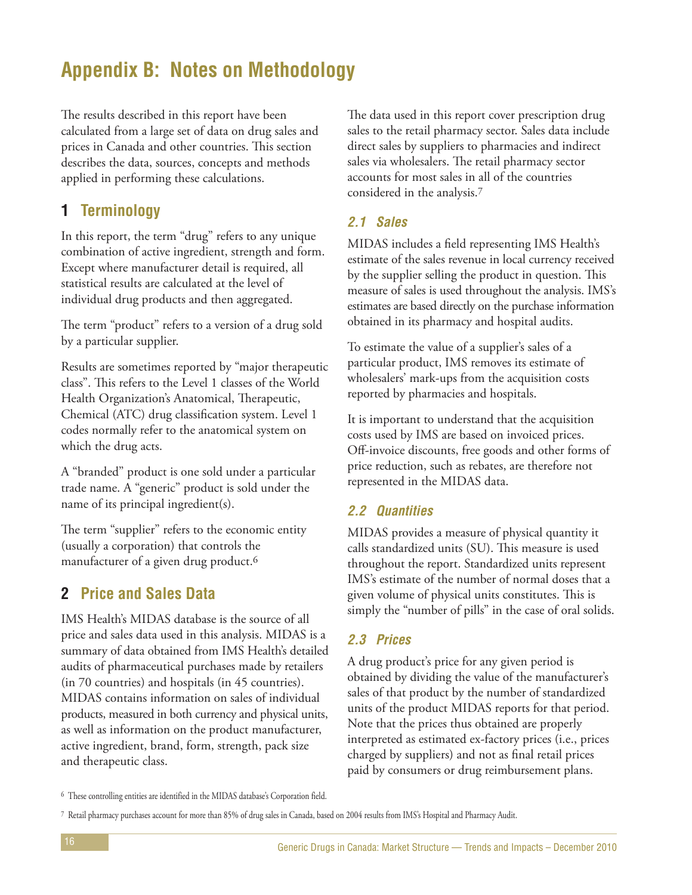# Appendix B: Notes on Methodology

The results described in this report have been calculated from a large set of data on drug sales and prices in Canada and other countries. This section describes the data, sources, concepts and methods applied in performing these calculations.

## 1 Terminology

In this report, the term "drug" refers to any unique combination of active ingredient, strength and form. Except where manufacturer detail is required, all statistical results are calculated at the level of individual drug products and then aggregated.

The term "product" refers to a version of a drug sold by a particular supplier.

Results are sometimes reported by "major therapeutic class". This refers to the Level 1 classes of the World Health Organization's Anatomical, Therapeutic, Chemical (ATC) drug classification system. Level 1 codes normally refer to the anatomical system on which the drug acts.

A "branded" product is one sold under a particular trade name. A "generic" product is sold under the name of its principal ingredient(s).

The term "supplier" refers to the economic entity (usually a corporation) that controls the manufacturer of a given drug product.[6]

## 2 Price and Sales Data

IMS Health's MIDAS database is the source of all price and sales data used in this analysis. MIDAS is a summary of data obtained from IMS Health's detailed audits of pharmaceutical purchases made by retailers (in 70 countries) and hospitals (in 45 countries). MIDAS contains information on sales of individual products, measured in both currency and physical units, as well as information on the product manufacturer, active ingredient, brand, form, strength, pack size and therapeutic class.

The data used in this report cover prescription drug sales to the retail pharmacy sector. Sales data include direct sales by suppliers to pharmacies and indirect sales via wholesalers. The retail pharmacy sector accounts for most sales in all of the countries considered in the analysis.[7]

### 2.1 Sales

MIDAS includes a field representing IMS Health's estimate of the sales revenue in local currency received by the supplier selling the product in question. This measure of sales is used throughout the analysis. IMS's estimates are based directly on the purchase information obtained in its pharmacy and hospital audits.

To estimate the value of a supplier's sales of a particular product, IMS removes its estimate of wholesalers' mark-ups from the acquisition costs reported by pharmacies and hospitals.

It is important to understand that the acquisition costs used by IMS are based on invoiced prices. Off-invoice discounts, free goods and other forms of price reduction, such as rebates, are therefore not represented in the MIDAS data.

### 2.2 Quantities

MIDAS provides a measure of physical quantity it calls standardized units (SU). This measure is used throughout the report. Standardized units represent IMS's estimate of the number of normal doses that a given volume of physical units constitutes. This is simply the "number of pills" in the case of oral solids.

### 2.3 Prices

A drug product's price for any given period is obtained by dividing the value of the manufacturer's sales of that product by the number of standardized units of the product MIDAS reports for that period. Note that the prices thus obtained are properly interpreted as estimated ex-factory prices (i.e., prices charged by suppliers) and not as final retail prices paid by consumers or drug reimbursement plans.

---

[6] These controlling entities are identified in the MIDAS database's Corporation field.

[7] Retail pharmacy purchases account for more than 85% of drug sales in Canada, based on 2004 results from IMS's Hospital and Pharmacy Audit.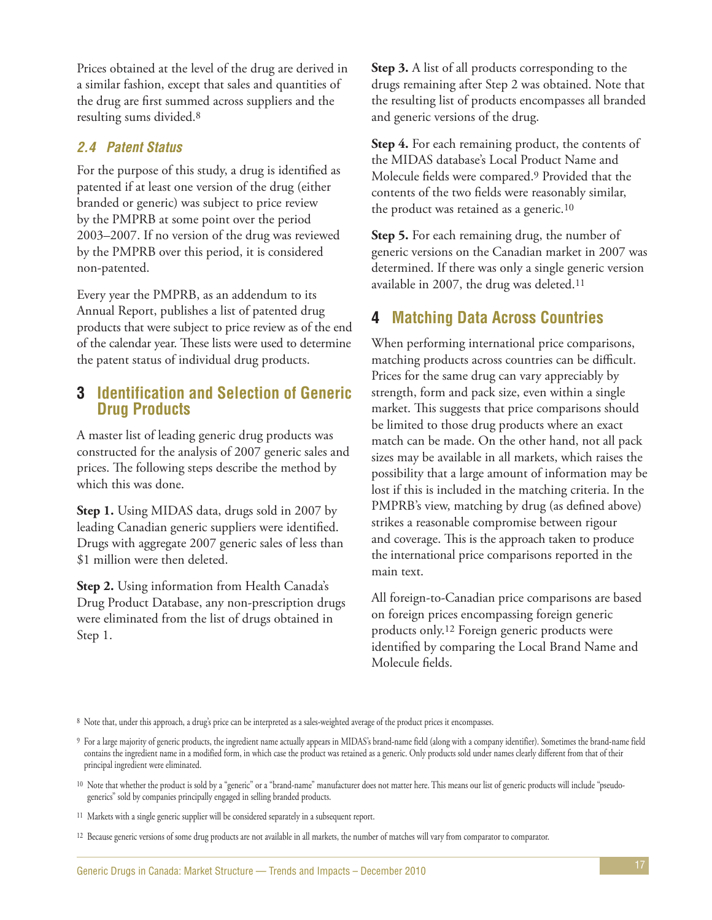Prices obtained at the level of the drug are derived in a similar fashion, except that sales and quantities of the drug are first summed across suppliers and the resulting sums divided.[8]

### *2.4 Patent Status*

For the purpose of this study, a drug is identified as patented if at least one version of the drug (either branded or generic) was subject to price review by the PMPRB at some point over the period 2003–2007. If no version of the drug was reviewed by the PMPRB over this period, it is considered non-patented.

Every year the PMPRB, as an addendum to its Annual Report, publishes a list of patented drug products that were subject to price review as of the end of the calendar year. These lists were used to determine the patent status of individual drug products.

## 3 Identification and Selection of Generic Drug Products

A master list of leading generic drug products was constructed for the analysis of 2007 generic sales and prices. The following steps describe the method by which this was done.

**Step 1.** Using MIDAS data, drugs sold in 2007 by leading Canadian generic suppliers were identified. Drugs with aggregate 2007 generic sales of less than $1 million were then deleted.

**Step 2.** Using information from Health Canada's Drug Product Database, any non-prescription drugs were eliminated from the list of drugs obtained in Step 1.

**Step 3.** A list of all products corresponding to the drugs remaining after Step 2 was obtained. Note that the resulting list of products encompasses all branded and generic versions of the drug.

**Step 4.** For each remaining product, the contents of the MIDAS database's Local Product Name and Molecule fields were compared.[9] Provided that the contents of the two fields were reasonably similar, the product was retained as a generic.[10]

**Step 5.** For each remaining drug, the number of generic versions on the Canadian market in 2007 was determined. If there was only a single generic version available in 2007, the drug was deleted.[11]

## 4 Matching Data Across Countries

When performing international price comparisons, matching products across countries can be difficult. Prices for the same drug can vary appreciably by strength, form and pack size, even within a single market. This suggests that price comparisons should be limited to those drug products where an exact match can be made. On the other hand, not all pack sizes may be available in all markets, which raises the possibility that a large amount of information may be lost if this is included in the matching criteria. In the PMPRB's view, matching by drug (as defined above) strikes a reasonable compromise between rigour and coverage. This is the approach taken to produce the international price comparisons reported in the main text.

All foreign-to-Canadian price comparisons are based on foreign prices encompassing foreign generic products only.[12] Foreign generic products were identified by comparing the Local Brand Name and Molecule fields.

---

[8] Note that, under this approach, a drug's price can be interpreted as a sales-weighted average of the product prices it encompasses.

[9] For a large majority of generic products, the ingredient name actually appears in MIDAS's brand-name field (along with a company identifier). Sometimes the brand-name field contains the ingredient name in a modified form, in which case the product was retained as a generic. Only products sold under names clearly different from that of their principal ingredient were eliminated.

[10] Note that whether the product is sold by a "generic" or a "brand-name" manufacturer does not matter here. This means our list of generic products will include "pseudo-generics" sold by companies principally engaged in selling branded products.

[11] Markets with a single generic supplier will be considered separately in a subsequent report.

[12] Because generic versions of some drug products are not available in all markets, the number of matches will vary from comparator to comparator.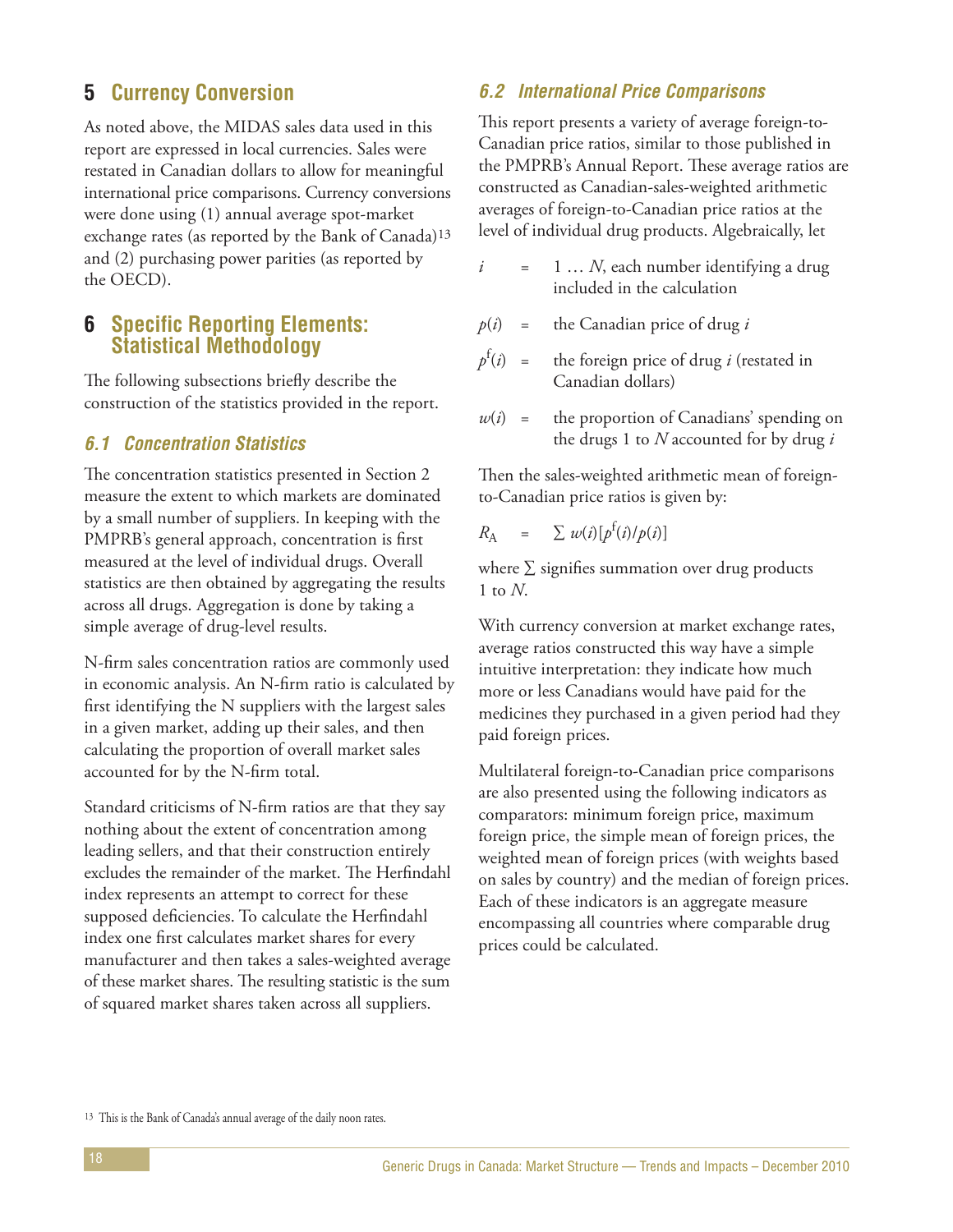## 5 Currency Conversion

As noted above, the MIDAS sales data used in this report are expressed in local currencies. Sales were restated in Canadian dollars to allow for meaningful international price comparisons. Currency conversions were done using (1) annual average spot-market exchange rates (as reported by the Bank of Canada)[13] and (2) purchasing power parities (as reported by the OECD).

## 6 Specific Reporting Elements: Statistical Methodology

The following subsections briefly describe the construction of the statistics provided in the report.

### *6.1 Concentration Statistics*

The concentration statistics presented in Section 2 measure the extent to which markets are dominated by a small number of suppliers. In keeping with the PMPRB's general approach, concentration is first measured at the level of individual drugs. Overall statistics are then obtained by aggregating the results across all drugs. Aggregation is done by taking a simple average of drug-level results.

N-firm sales concentration ratios are commonly used in economic analysis. An N-firm ratio is calculated by first identifying the N suppliers with the largest sales in a given market, adding up their sales, and then calculating the proportion of overall market sales accounted for by the N-firm total.

Standard criticisms of N-firm ratios are that they say nothing about the extent of concentration among leading sellers, and that their construction entirely excludes the remainder of the market. The Herfindahl index represents an attempt to correct for these supposed deficiencies. To calculate the Herfindahl index one first calculates market shares for every manufacturer and then takes a sales-weighted average of these market shares. The resulting statistic is the sum of squared market shares taken across all suppliers.

### *6.2 International Price Comparisons*

This report presents a variety of average foreign-to-Canadian price ratios, similar to those published in the PMPRB's Annual Report. These average ratios are constructed as Canadian-sales-weighted arithmetic averages of foreign-to-Canadian price ratios at the level of individual drug products. Algebraically, let

- $i$ = $1 \ldots N$, each number identifying a drug included in the calculation
- $p(i)$ = the Canadian price of drug $i$
- $p^f(i)$ = the foreign price of drug $i$ (restated in Canadian dollars)
- $w(i)$ = the proportion of Canadians' spending on the drugs 1 to $N$ accounted for by drug $i$

Then the sales-weighted arithmetic mean of foreign-to-Canadian price ratios is given by:

$$R_A = \sum w(i)[p^f(i)/p(i)]$$

where $\sum$ signifies summation over drug products 1 to $N$.

With currency conversion at market exchange rates, average ratios constructed this way have a simple intuitive interpretation: they indicate how much more or less Canadians would have paid for the medicines they purchased in a given period had they paid foreign prices.

Multilateral foreign-to-Canadian price comparisons are also presented using the following indicators as comparators: minimum foreign price, maximum foreign price, the simple mean of foreign prices, the weighted mean of foreign prices (with weights based on sales by country) and the median of foreign prices. Each of these indicators is an aggregate measure encompassing all countries where comparable drug prices could be calculated.

[13] This is the Bank of Canada's annual average of the daily noon rates.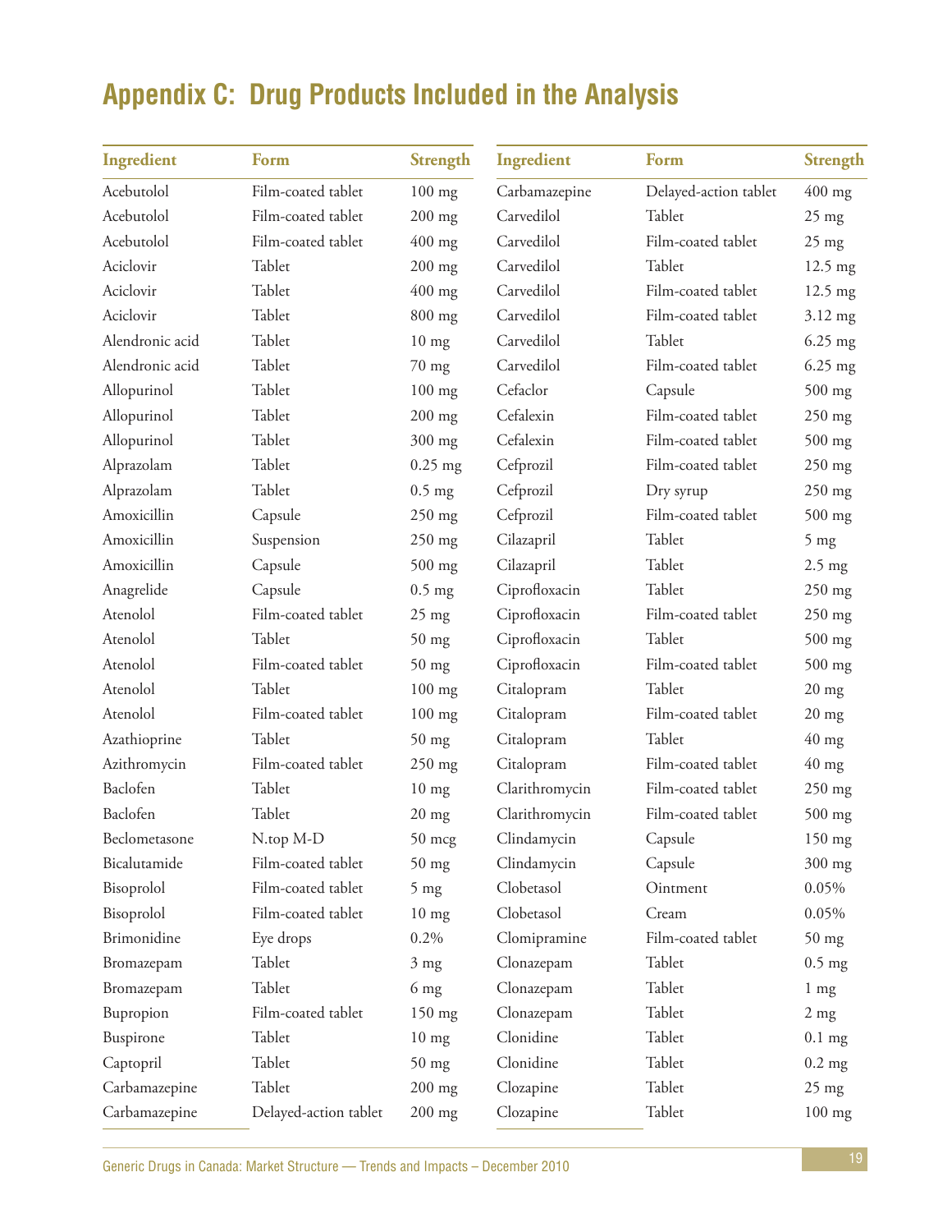# Appendix C: Drug Products Included in the Analysis

| Ingredient | Form | Strength |
|---|---|---|
| Acebutolol | Film-coated tablet | 100 mg |
| Acebutolol | Film-coated tablet | 200 mg |
| Acebutolol | Film-coated tablet | 400 mg |
| Aciclovir | Tablet | 200 mg |
| Aciclovir | Tablet | 400 mg |
| Aciclovir | Tablet | 800 mg |
| Alendronic acid | Tablet | 10 mg |
| Alendronic acid | Tablet | 70 mg |
| Allopurinol | Tablet | 100 mg |
| Allopurinol | Tablet | 200 mg |
| Allopurinol | Tablet | 300 mg |
| Alprazolam | Tablet | 0.25 mg |
| Alprazolam | Tablet | 0.5 mg |
| Amoxicillin | Capsule | 250 mg |
| Amoxicillin | Suspension | 250 mg |
| Amoxicillin | Capsule | 500 mg |
| Anagrelide | Capsule | 0.5 mg |
| Atenolol | Film-coated tablet | 25 mg |
| Atenolol | Tablet | 50 mg |
| Atenolol | Film-coated tablet | 50 mg |
| Atenolol | Tablet | 100 mg |
| Atenolol | Film-coated tablet | 100 mg |
| Azathioprine | Tablet | 50 mg |
| Azithromycin | Film-coated tablet | 250 mg |
| Baclofen | Tablet | 10 mg |
| Baclofen | Tablet | 20 mg |
| Beclometasone | N.top M-D | 50 mcg |
| Bicalutamide | Film-coated tablet | 50 mg |
| Bisoprolol | Film-coated tablet | 5 mg |
| Bisoprolol | Film-coated tablet | 10 mg |
| Brimonidine | Eye drops | 0.2% |
| Bromazepam | Tablet | 3 mg |
| Bromazepam | Tablet | 6 mg |
| Bupropion | Film-coated tablet | 150 mg |
| Buspirone | Tablet | 10 mg |
| Captopril | Tablet | 50 mg |
| Carbamazepine | Tablet | 200 mg |
| Carbamazepine | Delayed-action tablet | 200 mg |
| Carbamazepine | Delayed-action tablet | 400 mg |
| Carvedilol | Tablet | 25 mg |
| Carvedilol | Film-coated tablet | 25 mg |
| Carvedilol | Tablet | 12.5 mg |
| Carvedilol | Film-coated tablet | 12.5 mg |
| Carvedilol | Film-coated tablet | 3.12 mg |
| Carvedilol | Tablet | 6.25 mg |
| Carvedilol | Film-coated tablet | 6.25 mg |
| Cefaclor | Capsule | 500 mg |
| Cefalexin | Film-coated tablet | 250 mg |
| Cefalexin | Film-coated tablet | 500 mg |
| Cefprozil | Film-coated tablet | 250 mg |
| Cefprozil | Dry syrup | 250 mg |
| Cefprozil | Film-coated tablet | 500 mg |
| Cilazapril | Tablet | 5 mg |
| Cilazapril | Tablet | 2.5 mg |
| Ciprofloxacin | Tablet | 250 mg |
| Ciprofloxacin | Film-coated tablet | 250 mg |
| Ciprofloxacin | Tablet | 500 mg |
| Ciprofloxacin | Film-coated tablet | 500 mg |
| Citalopram | Tablet | 20 mg |
| Citalopram | Film-coated tablet | 20 mg |
| Citalopram | Tablet | 40 mg |
| Citalopram | Film-coated tablet | 40 mg |
| Clarithromycin | Film-coated tablet | 250 mg |
| Clarithromycin | Film-coated tablet | 500 mg |
| Clindamycin | Capsule | 150 mg |
| Clindamycin | Capsule | 300 mg |
| Clobetasol | Ointment | 0.05% |
| Clobetasol | Cream | 0.05% |
| Clomipramine | Film-coated tablet | 50 mg |
| Clonazepam | Tablet | 0.5 mg |
| Clonazepam | Tablet | 1 mg |
| Clonazepam | Tablet | 2 mg |
| Clonidine | Tablet | 0.1 mg |
| Clonidine | Tablet | 0.2 mg |
| Clozapine | Tablet | 25 mg |
| Clozapine | Tablet | 100 mg |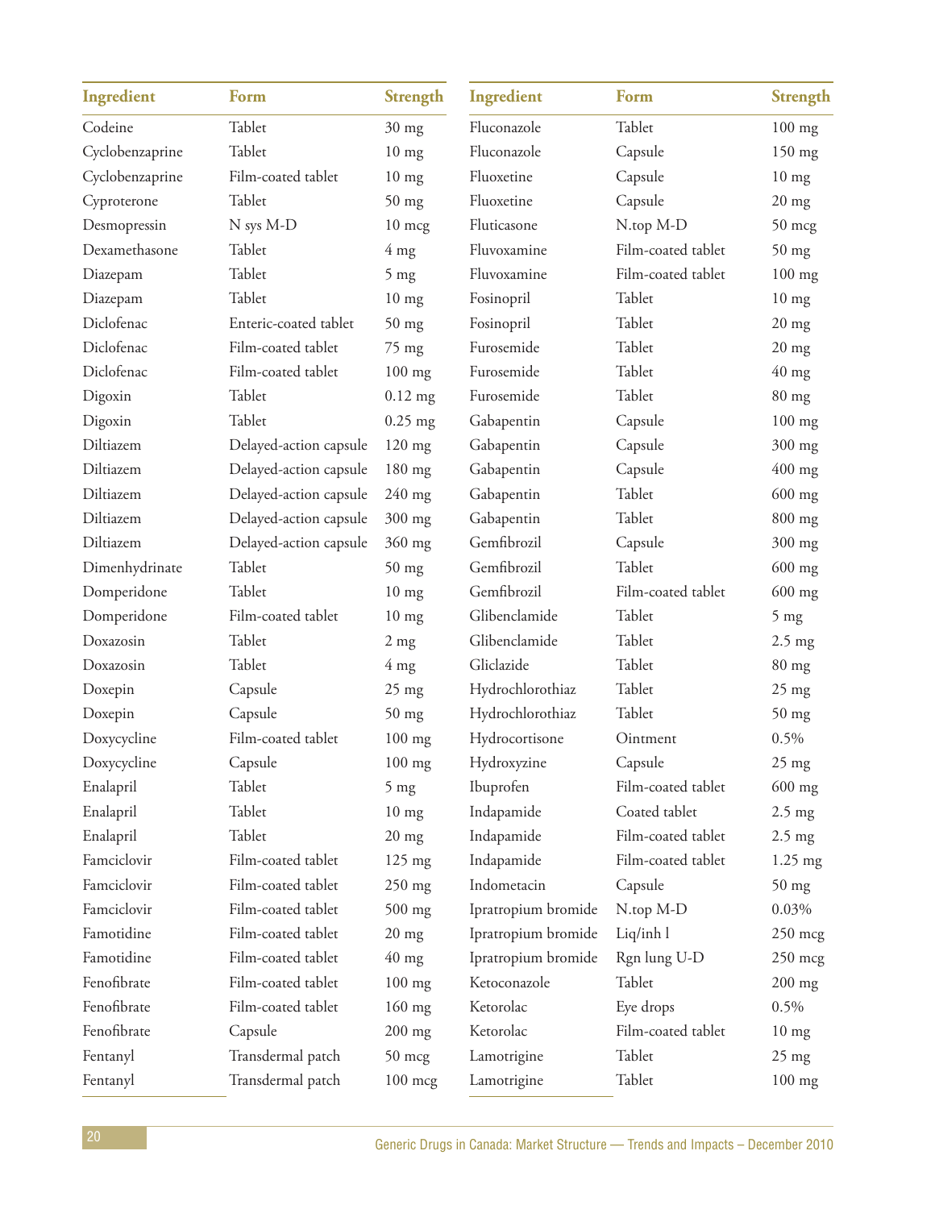| Ingredient | Form | Strength |
|---|---|---|
| Codeine | Tablet | 30 mg |
| Cyclobenzaprine | Tablet | 10 mg |
| Cyclobenzaprine | Film-coated tablet | 10 mg |
| Cyproterone | Tablet | 50 mg |
| Desmopressin | N sys M-D | 10 mcg |
| Dexamethasone | Tablet | 4 mg |
| Diazepam | Tablet | 5 mg |
| Diazepam | Tablet | 10 mg |
| Diclofenac | Enteric-coated tablet | 50 mg |
| Diclofenac | Film-coated tablet | 75 mg |
| Diclofenac | Film-coated tablet | 100 mg |
| Digoxin | Tablet | 0.12 mg |
| Digoxin | Tablet | 0.25 mg |
| Diltiazem | Delayed-action capsule | 120 mg |
| Diltiazem | Delayed-action capsule | 180 mg |
| Diltiazem | Delayed-action capsule | 240 mg |
| Diltiazem | Delayed-action capsule | 300 mg |
| Diltiazem | Delayed-action capsule | 360 mg |
| Dimenhydrinate | Tablet | 50 mg |
| Domperidone | Tablet | 10 mg |
| Domperidone | Film-coated tablet | 10 mg |
| Doxazosin | Tablet | 2 mg |
| Doxazosin | Tablet | 4 mg |
| Doxepin | Capsule | 25 mg |
| Doxepin | Capsule | 50 mg |
| Doxycycline | Film-coated tablet | 100 mg |
| Doxycycline | Capsule | 100 mg |
| Enalapril | Tablet | 5 mg |
| Enalapril | Tablet | 10 mg |
| Enalapril | Tablet | 20 mg |
| Famciclovir | Film-coated tablet | 125 mg |
| Famciclovir | Film-coated tablet | 250 mg |
| Famciclovir | Film-coated tablet | 500 mg |
| Famotidine | Film-coated tablet | 20 mg |
| Famotidine | Film-coated tablet | 40 mg |
| Fenofibrate | Film-coated tablet | 100 mg |
| Fenofibrate | Film-coated tablet | 160 mg |
| Fenofibrate | Capsule | 200 mg |
| Fentanyl | Transdermal patch | 50 mcg |
| Fentanyl | Transdermal patch | 100 mcg |
| Fluconazole | Tablet | 100 mg |
| Fluconazole | Capsule | 150 mg |
| Fluoxetine | Capsule | 10 mg |
| Fluoxetine | Capsule | 20 mg |
| Fluticasone | N.top M-D | 50 mcg |
| Fluvoxamine | Film-coated tablet | 50 mg |
| Fluvoxamine | Film-coated tablet | 100 mg |
| Fosinopril | Tablet | 10 mg |
| Fosinopril | Tablet | 20 mg |
| Furosemide | Tablet | 20 mg |
| Furosemide | Tablet | 40 mg |
| Furosemide | Tablet | 80 mg |
| Gabapentin | Capsule | 100 mg |
| Gabapentin | Capsule | 300 mg |
| Gabapentin | Capsule | 400 mg |
| Gabapentin | Tablet | 600 mg |
| Gabapentin | Tablet | 800 mg |
| Gemfibrozil | Capsule | 300 mg |
| Gemfibrozil | Tablet | 600 mg |
| Gemfibrozil | Film-coated tablet | 600 mg |
| Glibenclamide | Tablet | 5 mg |
| Glibenclamide | Tablet | 2.5 mg |
| Gliclazide | Tablet | 80 mg |
| Hydrochlorothiaz | Tablet | 25 mg |
| Hydrochlorothiaz | Tablet | 50 mg |
| Hydrocortisone | Ointment | 0.5% |
| Hydroxyzine | Capsule | 25 mg |
| Ibuprofen | Film-coated tablet | 600 mg |
| Indapamide | Coated tablet | 2.5 mg |
| Indapamide | Film-coated tablet | 2.5 mg |
| Indapamide | Film-coated tablet | 1.25 mg |
| Indometacin | Capsule | 50 mg |
| Ipratropium bromide | N.top M-D | 0.03% |
| Ipratropium bromide | Liq/inh l | 250 mcg |
| Ipratropium bromide | Rgn lung U-D | 250 mcg |
| Ketoconazole | Tablet | 200 mg |
| Ketorolac | Eye drops | 0.5% |
| Ketorolac | Film-coated tablet | 10 mg |
| Lamotrigine | Tablet | 25 mg |
| Lamotrigine | Tablet | 100 mg |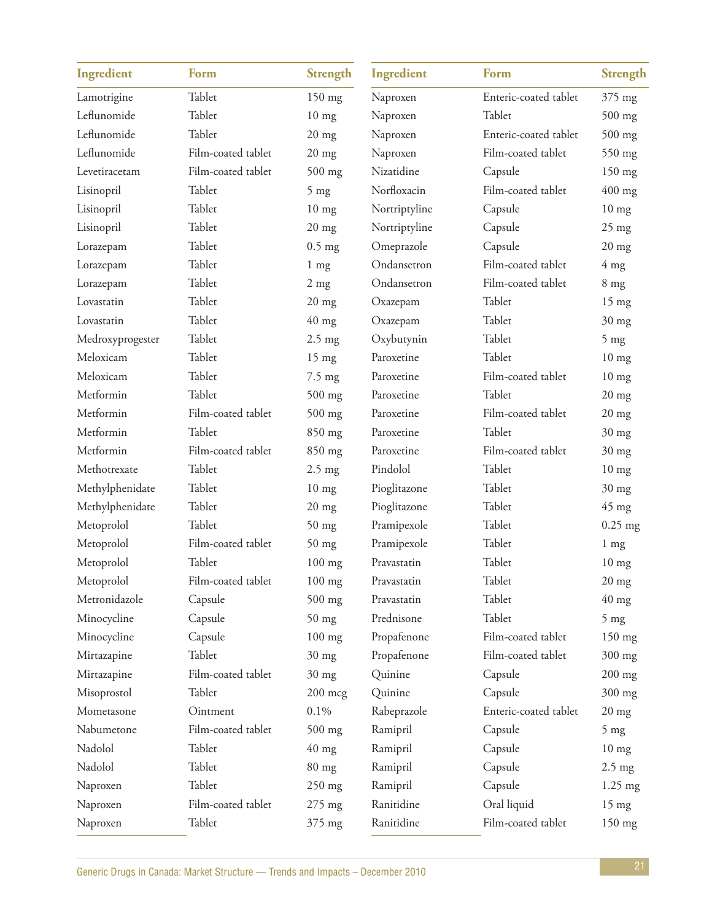| Ingredient | Form | Strength |
|---|---|---|
| Lamotrigine | Tablet | 150 mg |
| Leflunomide | Tablet | 10 mg |
| Leflunomide | Tablet | 20 mg |
| Leflunomide | Film-coated tablet | 20 mg |
| Levetiracetam | Film-coated tablet | 500 mg |
| Lisinopril | Tablet | 5 mg |
| Lisinopril | Tablet | 10 mg |
| Lisinopril | Tablet | 20 mg |
| Lorazepam | Tablet | 0.5 mg |
| Lorazepam | Tablet | 1 mg |
| Lorazepam | Tablet | 2 mg |
| Lovastatin | Tablet | 20 mg |
| Lovastatin | Tablet | 40 mg |
| Medroxyprogester | Tablet | 2.5 mg |
| Meloxicam | Tablet | 15 mg |
| Meloxicam | Tablet | 7.5 mg |
| Metformin | Tablet | 500 mg |
| Metformin | Film-coated tablet | 500 mg |
| Metformin | Tablet | 850 mg |
| Metformin | Film-coated tablet | 850 mg |
| Methotrexate | Tablet | 2.5 mg |
| Methylphenidate | Tablet | 10 mg |
| Methylphenidate | Tablet | 20 mg |
| Metoprolol | Tablet | 50 mg |
| Metoprolol | Film-coated tablet | 50 mg |
| Metoprolol | Tablet | 100 mg |
| Metoprolol | Film-coated tablet | 100 mg |
| Metronidazole | Capsule | 500 mg |
| Minocycline | Capsule | 50 mg |
| Minocycline | Capsule | 100 mg |
| Mirtazapine | Tablet | 30 mg |
| Mirtazapine | Film-coated tablet | 30 mg |
| Misoprostol | Tablet | 200 mcg |
| Mometasone | Ointment | 0.1% |
| Nabumetone | Film-coated tablet | 500 mg |
| Nadolol | Tablet | 40 mg |
| Nadolol | Tablet | 80 mg |
| Naproxen | Tablet | 250 mg |
| Naproxen | Film-coated tablet | 275 mg |
| Naproxen | Tablet | 375 mg |
| Naproxen | Enteric-coated tablet | 375 mg |
| Naproxen | Tablet | 500 mg |
| Naproxen | Enteric-coated tablet | 500 mg |
| Naproxen | Film-coated tablet | 550 mg |
| Nizatidine | Capsule | 150 mg |
| Norfloxacin | Film-coated tablet | 400 mg |
| Nortriptyline | Capsule | 10 mg |
| Nortriptyline | Capsule | 25 mg |
| Omeprazole | Capsule | 20 mg |
| Ondansetron | Film-coated tablet | 4 mg |
| Ondansetron | Film-coated tablet | 8 mg |
| Oxazepam | Tablet | 15 mg |
| Oxazepam | Tablet | 30 mg |
| Oxybutynin | Tablet | 5 mg |
| Paroxetine | Tablet | 10 mg |
| Paroxetine | Film-coated tablet | 10 mg |
| Paroxetine | Tablet | 20 mg |
| Paroxetine | Film-coated tablet | 20 mg |
| Paroxetine | Tablet | 30 mg |
| Paroxetine | Film-coated tablet | 30 mg |
| Pindolol | Tablet | 10 mg |
| Pioglitazone | Tablet | 30 mg |
| Pioglitazone | Tablet | 45 mg |
| Pramipexole | Tablet | 0.25 mg |
| Pramipexole | Tablet | 1 mg |
| Pravastatin | Tablet | 10 mg |
| Pravastatin | Tablet | 20 mg |
| Pravastatin | Tablet | 40 mg |
| Prednisone | Tablet | 5 mg |
| Propafenone | Film-coated tablet | 150 mg |
| Propafenone | Film-coated tablet | 300 mg |
| Quinine | Capsule | 200 mg |
| Quinine | Capsule | 300 mg |
| Rabeprazole | Enteric-coated tablet | 20 mg |
| Ramipril | Capsule | 5 mg |
| Ramipril | Capsule | 10 mg |
| Ramipril | Capsule | 2.5 mg |
| Ramipril | Capsule | 1.25 mg |
| Ranitidine | Oral liquid | 15 mg |
| Ranitidine | Film-coated tablet | 150 mg |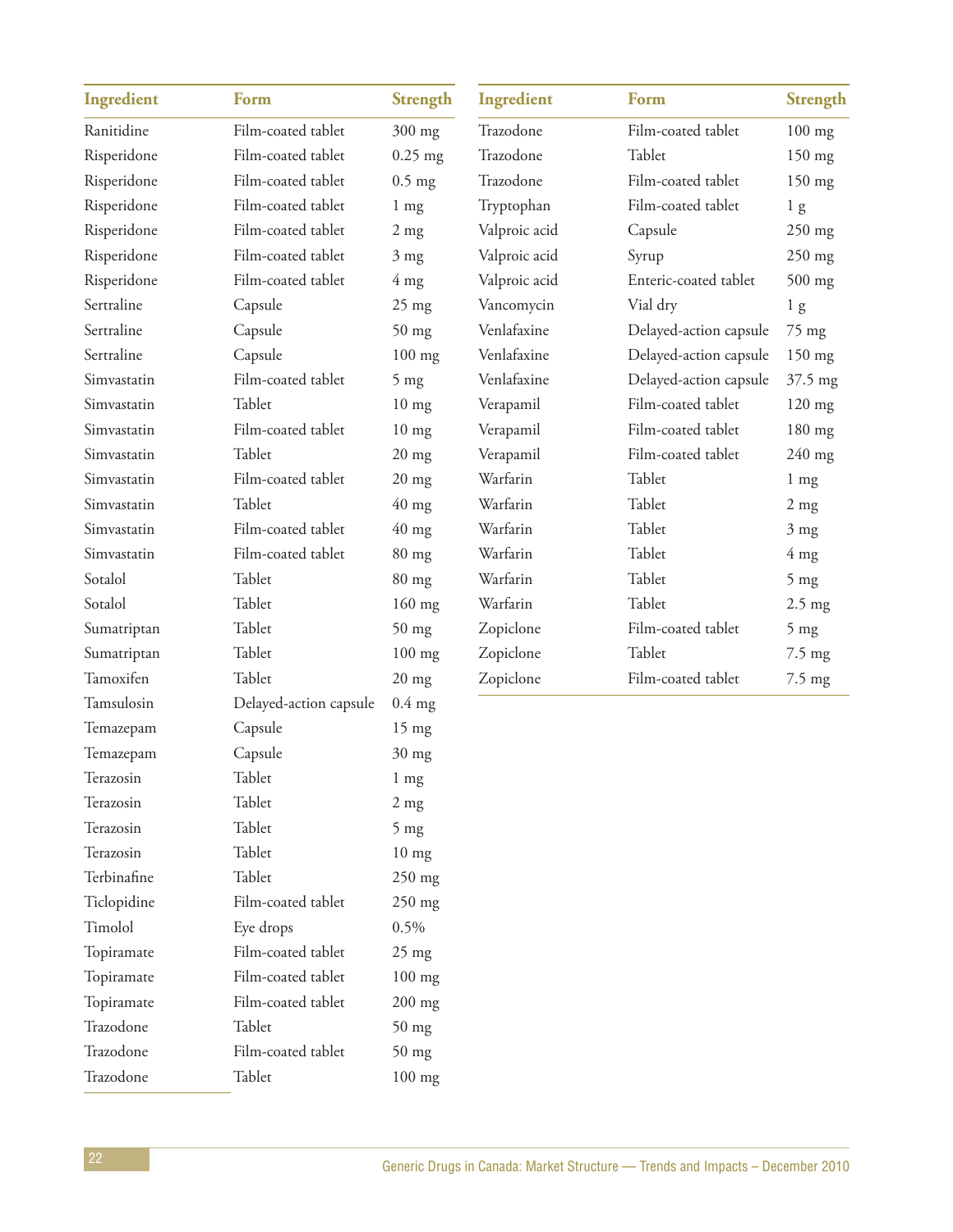| Ingredient | Form | Strength |
|---|---|---|
| Ranitidine | Film-coated tablet | 300 mg |
| Risperidone | Film-coated tablet | 0.25 mg |
| Risperidone | Film-coated tablet | 0.5 mg |
| Risperidone | Film-coated tablet | 1 mg |
| Risperidone | Film-coated tablet | 2 mg |
| Risperidone | Film-coated tablet | 3 mg |
| Risperidone | Film-coated tablet | 4 mg |
| Sertraline | Capsule | 25 mg |
| Sertraline | Capsule | 50 mg |
| Sertraline | Capsule | 100 mg |
| Simvastatin | Film-coated tablet | 5 mg |
| Simvastatin | Tablet | 10 mg |
| Simvastatin | Film-coated tablet | 10 mg |
| Simvastatin | Tablet | 20 mg |
| Simvastatin | Film-coated tablet | 20 mg |
| Simvastatin | Tablet | 40 mg |
| Simvastatin | Film-coated tablet | 40 mg |
| Simvastatin | Film-coated tablet | 80 mg |
| Sotalol | Tablet | 80 mg |
| Sotalol | Tablet | 160 mg |
| Sumatriptan | Tablet | 50 mg |
| Sumatriptan | Tablet | 100 mg |
| Tamoxifen | Tablet | 20 mg |
| Tamsulosin | Delayed-action capsule | 0.4 mg |
| Temazepam | Capsule | 15 mg |
| Temazepam | Capsule | 30 mg |
| Terazosin | Tablet | 1 mg |
| Terazosin | Tablet | 2 mg |
| Terazosin | Tablet | 5 mg |
| Terazosin | Tablet | 10 mg |
| Terbinafine | Tablet | 250 mg |
| Ticlopidine | Film-coated tablet | 250 mg |
| Timolol | Eye drops | 0.5% |
| Topiramate | Film-coated tablet | 25 mg |
| Topiramate | Film-coated tablet | 100 mg |
| Topiramate | Film-coated tablet | 200 mg |
| Trazodone | Tablet | 50 mg |
| Trazodone | Film-coated tablet | 50 mg |
| Trazodone | Tablet | 100 mg |
| Trazodone | Film-coated tablet | 100 mg |
| Trazodone | Tablet | 150 mg |
| Trazodone | Film-coated tablet | 150 mg |
| Tryptophan | Film-coated tablet | 1 g |
| Valproic acid | Capsule | 250 mg |
| Valproic acid | Syrup | 250 mg |
| Valproic acid | Enteric-coated tablet | 500 mg |
| Vancomycin | Vial dry | 1 g |
| Venlafaxine | Delayed-action capsule | 75 mg |
| Venlafaxine | Delayed-action capsule | 150 mg |
| Venlafaxine | Delayed-action capsule | 37.5 mg |
| Verapamil | Film-coated tablet | 120 mg |
| Verapamil | Film-coated tablet | 180 mg |
| Verapamil | Film-coated tablet | 240 mg |
| Warfarin | Tablet | 1 mg |
| Warfarin | Tablet | 2 mg |
| Warfarin | Tablet | 3 mg |
| Warfarin | Tablet | 4 mg |
| Warfarin | Tablet | 5 mg |
| Warfarin | Tablet | 2.5 mg |
| Zopiclone | Film-coated tablet | 5 mg |
| Zopiclone | Tablet | 7.5 mg |
| Zopiclone | Film-coated tablet | 7.5 mg |